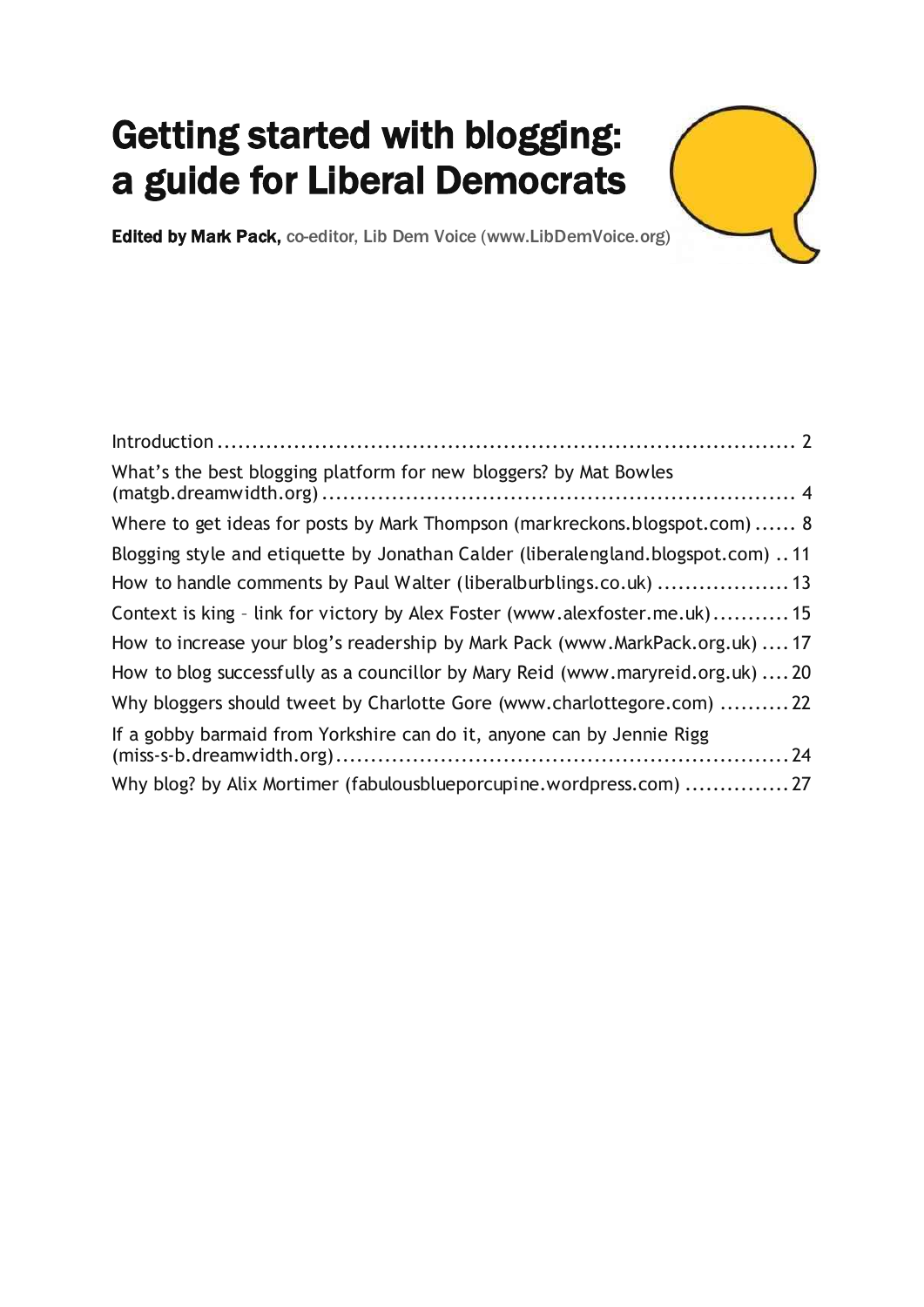# Getting started with blogging: a guide for Liberal Democrats

**Edited by Mark Pack,** co-editor, Lib Dem Voice (www.LibDemVoice.org)

Introduction ........................................................................................ 2

What's the best blogging platform for new bloggers? by Mat Bowles (matgb.dreamwidth.org) ........................................................................ 4

Where to get ideas for posts by Mark Thompson (markreckons.blogspot.com) ...... 8

Blogging style and etiquette by Jonathan Calder (liberalengland.blogspot.com) .. 11

How to handle comments by Paul Walter (liberalburblings.co.uk) .................. 13

Context is king – link for victory by Alex Foster (www.alexfoster.me.uk)........... 15

How to increase your blog's readership by Mark Pack (www.MarkPack.org.uk) .... 17

How to blog successfully as a councillor by Mary Reid (www.maryreid.org.uk) .... 20

Why bloggers should tweet by Charlotte Gore (www.charlottegore.com) .......... 22

If a gobby barmaid from Yorkshire can do it, anyone can by Jennie Rigg (miss-s-b.dreamwidth.org)............................................................... 24

Why blog? by Alix Mortimer (fabulousblueporcupine.wordpress.com) ............... 27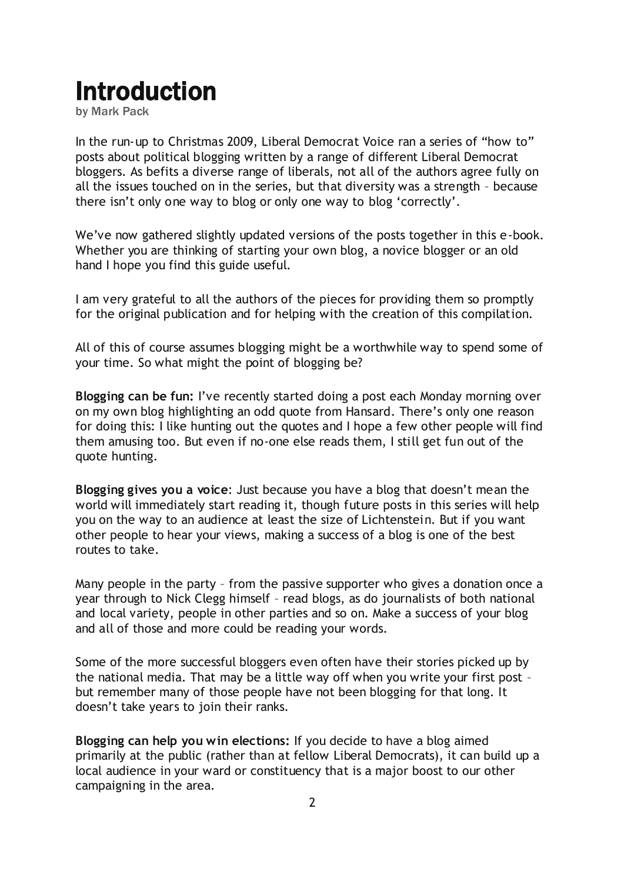# Introduction

**by Mark Pack**

In the run-up to Christmas 2009, Liberal Democrat Voice ran a series of "how to" posts about political blogging written by a range of different Liberal Democrat bloggers. As befits a diverse range of liberals, not all of the authors agree fully on all the issues touched on in the series, but that diversity was a strength – because there isn't only one way to blog or only one way to blog 'correctly'.

We've now gathered slightly updated versions of the posts together in this e-book. Whether you are thinking of starting your own blog, a novice blogger or an old hand I hope you find this guide useful.

I am very grateful to all the authors of the pieces for providing them so promptly for the original publication and for helping with the creation of this compilation.

All of this of course assumes blogging might be a worthwhile way to spend some of your time. So what might the point of blogging be?

**Blogging can be fun:** I've recently started doing a post each Monday morning over on my own blog highlighting an odd quote from Hansard. There's only one reason for doing this: I like hunting out the quotes and I hope a few other people will find them amusing too. But even if no-one else reads them, I still get fun out of the quote hunting.

**Blogging gives you a voice**: Just because you have a blog that doesn't mean the world will immediately start reading it, though future posts in this series will help you on the way to an audience at least the size of Lichtenstein. But if you want other people to hear your views, making a success of a blog is one of the best routes to take.

Many people in the party – from the passive supporter who gives a donation once a year through to Nick Clegg himself – read blogs, as do journalists of both national and local variety, people in other parties and so on. Make a success of your blog and all of those and more could be reading your words.

Some of the more successful bloggers even often have their stories picked up by the national media. That may be a little way off when you write your first post – but remember many of those people have not been blogging for that long. It doesn't take years to join their ranks.

**Blogging can help you win elections:** If you decide to have a blog aimed primarily at the public (rather than at fellow Liberal Democrats), it can build up a local audience in your ward or constituency that is a major boost to our other campaigning in the area.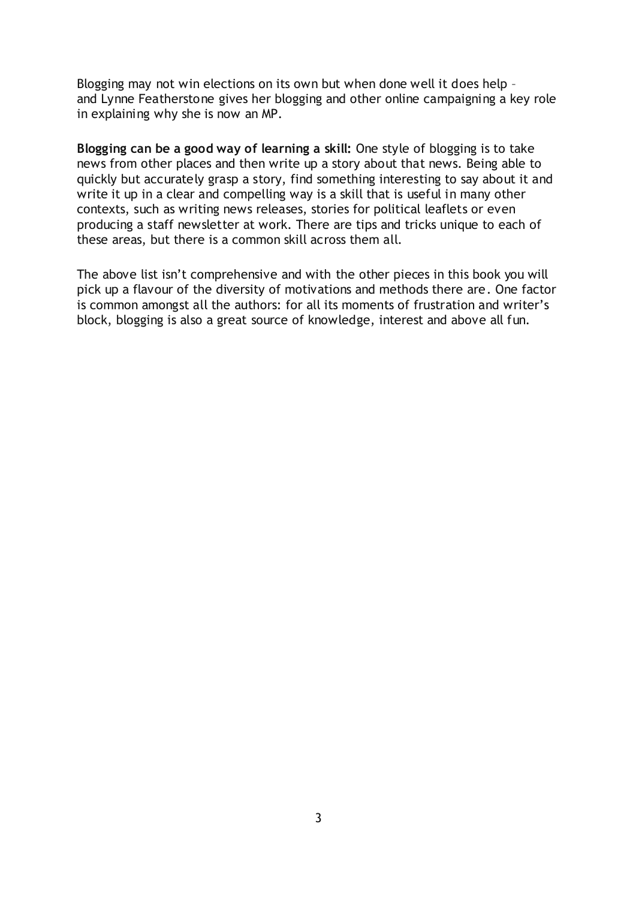Blogging may not win elections on its own but when done well it does help – and Lynne Featherstone gives her blogging and other online campaigning a key role in explaining why she is now an MP.

**Blogging can be a good way of learning a skill:** One style of blogging is to take news from other places and then write up a story about that news. Being able to quickly but accurately grasp a story, find something interesting to say about it and write it up in a clear and compelling way is a skill that is useful in many other contexts, such as writing news releases, stories for political leaflets or even producing a staff newsletter at work. There are tips and tricks unique to each of these areas, but there is a common skill across them all.

The above list isn't comprehensive and with the other pieces in this book you will pick up a flavour of the diversity of motivations and methods there are. One factor is common amongst all the authors: for all its moments of frustration and writer's block, blogging is also a great source of knowledge, interest and above all fun.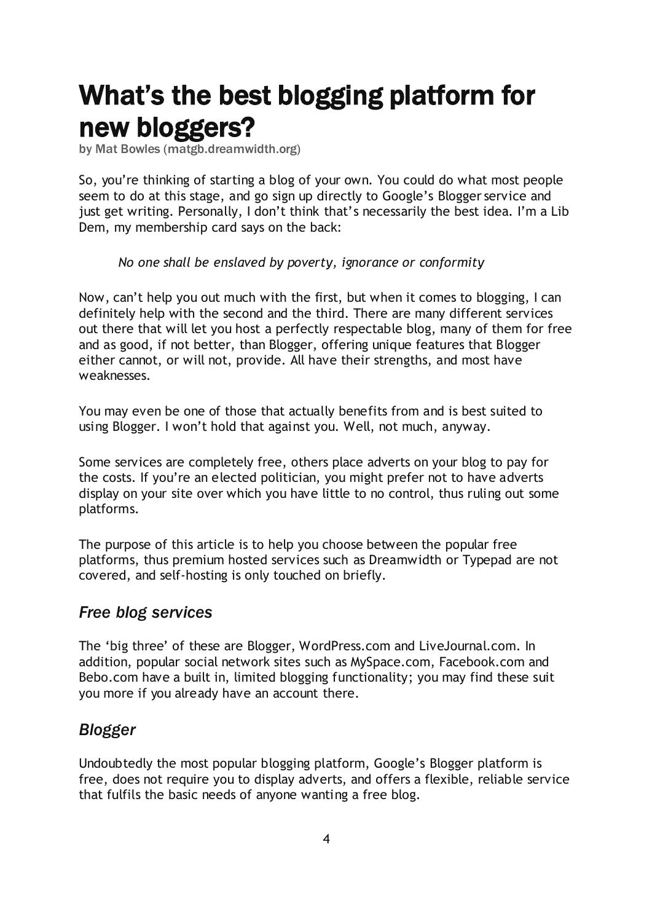# What's the best blogging platform for new bloggers?

by Mat Bowles (matgb.dreamwidth.org)

So, you're thinking of starting a blog of your own. You could do what most people seem to do at this stage, and go sign up directly to Google's Blogger service and just get writing. Personally, I don't think that's necessarily the best idea. I'm a Lib Dem, my membership card says on the back:

> *No one shall be enslaved by poverty, ignorance or conformity*

Now, can't help you out much with the first, but when it comes to blogging, I can definitely help with the second and the third. There are many different services out there that will let you host a perfectly respectable blog, many of them for free and as good, if not better, than Blogger, offering unique features that Blogger either cannot, or will not, provide. All have their strengths, and most have weaknesses.

You may even be one of those that actually benefits from and is best suited to using Blogger. I won't hold that against you. Well, not much, anyway.

Some services are completely free, others place adverts on your blog to pay for the costs. If you're an elected politician, you might prefer not to have adverts display on your site over which you have little to no control, thus ruling out some platforms.

The purpose of this article is to help you choose between the popular free platforms, thus premium hosted services such as Dreamwidth or Typepad are not covered, and self-hosting is only touched on briefly.

## *Free blog services*

The 'big three' of these are Blogger, WordPress.com and LiveJournal.com. In addition, popular social network sites such as MySpace.com, Facebook.com and Bebo.com have a built in, limited blogging functionality; you may find these suit you more if you already have an account there.

## *Blogger*

Undoubtedly the most popular blogging platform, Google's Blogger platform is free, does not require you to display adverts, and offers a flexible, reliable service that fulfils the basic needs of anyone wanting a free blog.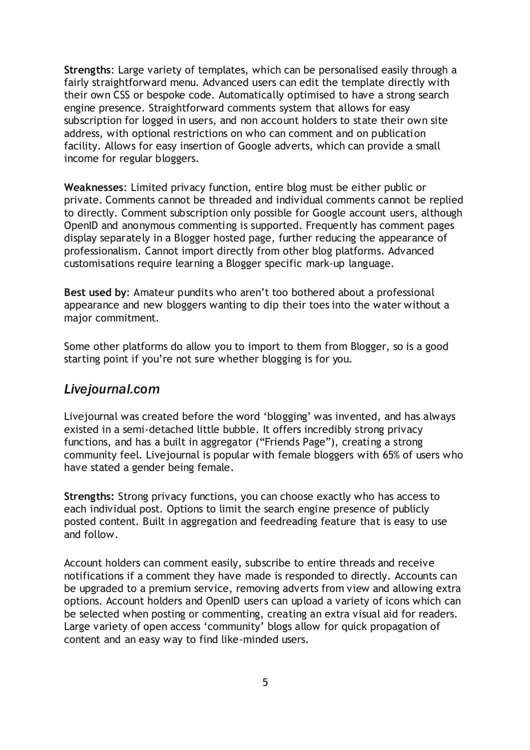**Strengths**: Large variety of templates, which can be personalised easily through a fairly straightforward menu. Advanced users can edit the template directly with their own CSS or bespoke code. Automatically optimised to have a strong search engine presence. Straightforward comments system that allows for easy subscription for logged in users, and non account holders to state their own site address, with optional restrictions on who can comment and on publication facility. Allows for easy insertion of Google adverts, which can provide a small income for regular bloggers.

**Weaknesses**: Limited privacy function, entire blog must be either public or private. Comments cannot be threaded and individual comments cannot be replied to directly. Comment subscription only possible for Google account users, although OpenID and anonymous commenting is supported. Frequently has comment pages display separately in a Blogger hosted page, further reducing the appearance of professionalism. Cannot import directly from other blog platforms. Advanced customisations require learning a Blogger specific mark-up language.

**Best used by**: Amateur pundits who aren't too bothered about a professional appearance and new bloggers wanting to dip their toes into the water without a major commitment.

Some other platforms do allow you to import to them from Blogger, so is a good starting point if you're not sure whether blogging is for you.

## *Livejournal.com*

Livejournal was created before the word 'blogging' was invented, and has always existed in a semi-detached little bubble. It offers incredibly strong privacy functions, and has a built in aggregator ("Friends Page"), creating a strong community feel. Livejournal is popular with female bloggers with 65% of users who have stated a gender being female.

**Strengths:** Strong privacy functions, you can choose exactly who has access to each individual post. Options to limit the search engine presence of publicly posted content. Built in aggregation and feedreading feature that is easy to use and follow.

Account holders can comment easily, subscribe to entire threads and receive notifications if a comment they have made is responded to directly. Accounts can be upgraded to a premium service, removing adverts from view and allowing extra options. Account holders and OpenID users can upload a variety of icons which can be selected when posting or commenting, creating an extra visual aid for readers. Large variety of open access 'community' blogs allow for quick propagation of content and an easy way to find like-minded users.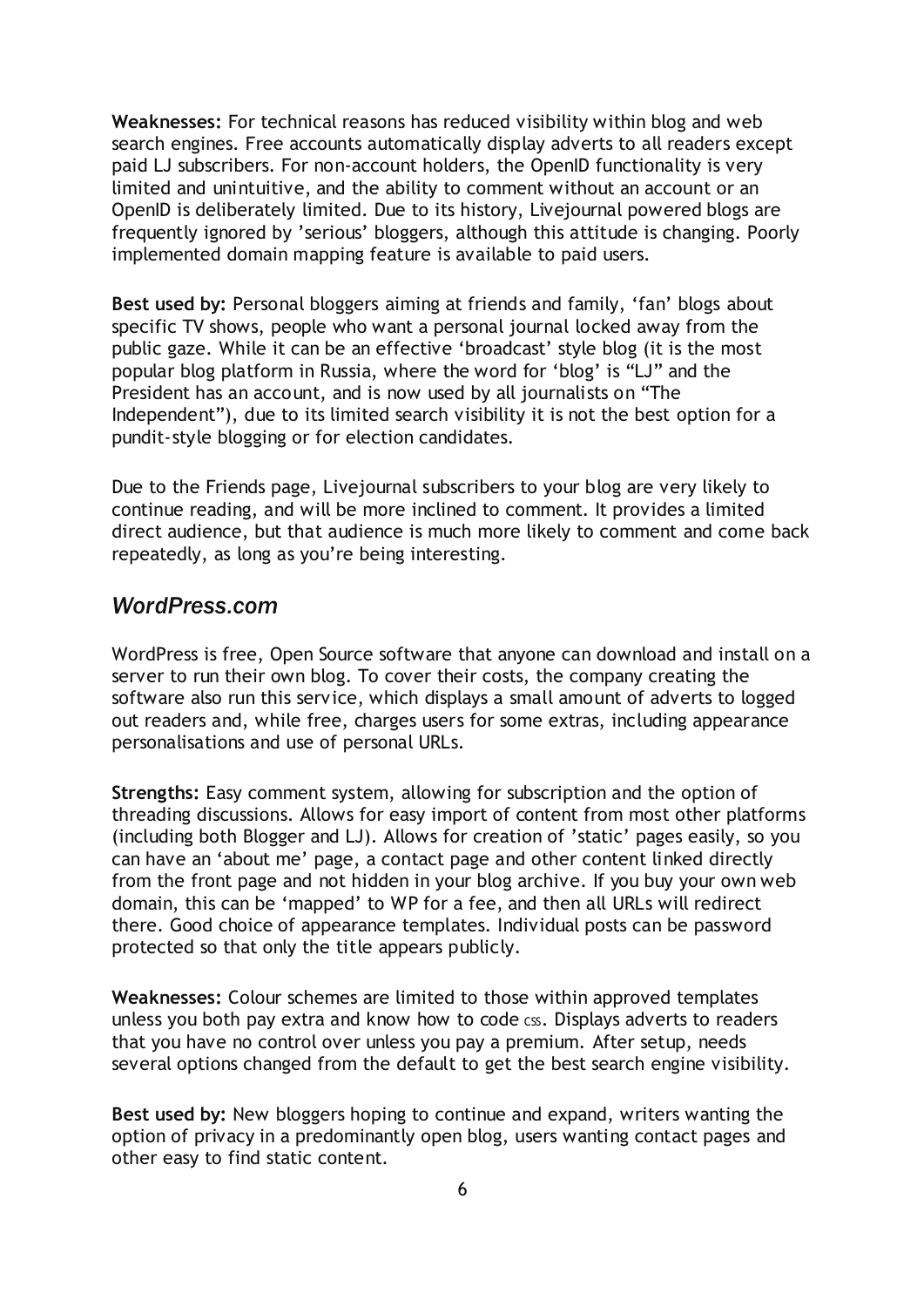**Weaknesses:** For technical reasons has reduced visibility within blog and web search engines. Free accounts automatically display adverts to all readers except paid LJ subscribers. For non-account holders, the OpenID functionality is very limited and unintuitive, and the ability to comment without an account or an OpenID is deliberately limited. Due to its history, Livejournal powered blogs are frequently ignored by 'serious' bloggers, although this attitude is changing. Poorly implemented domain mapping feature is available to paid users.

**Best used by:** Personal bloggers aiming at friends and family, 'fan' blogs about specific TV shows, people who want a personal journal locked away from the public gaze. While it can be an effective 'broadcast' style blog (it is the most popular blog platform in Russia, where the word for 'blog' is "LJ" and the President has an account, and is now used by all journalists on "The Independent"), due to its limited search visibility it is not the best option for a pundit-style blogging or for election candidates.

Due to the Friends page, Livejournal subscribers to your blog are very likely to continue reading, and will be more inclined to comment. It provides a limited direct audience, but that audience is much more likely to comment and come back repeatedly, as long as you're being interesting.

## WordPress.com

WordPress is free, Open Source software that anyone can download and install on a server to run their own blog. To cover their costs, the company creating the software also run this service, which displays a small amount of adverts to logged out readers and, while free, charges users for some extras, including appearance personalisations and use of personal URLs.

**Strengths:** Easy comment system, allowing for subscription and the option of threading discussions. Allows for easy import of content from most other platforms (including both Blogger and LJ). Allows for creation of 'static' pages easily, so you can have an 'about me' page, a contact page and other content linked directly from the front page and not hidden in your blog archive. If you buy your own web domain, this can be 'mapped' to WP for a fee, and then all URLs will redirect there. Good choice of appearance templates. Individual posts can be password protected so that only the title appears publicly.

**Weaknesses:** Colour schemes are limited to those within approved templates unless you both pay extra and know how to code CSS. Displays adverts to readers that you have no control over unless you pay a premium. After setup, needs several options changed from the default to get the best search engine visibility.

**Best used by:** New bloggers hoping to continue and expand, writers wanting the option of privacy in a predominantly open blog, users wanting contact pages and other easy to find static content.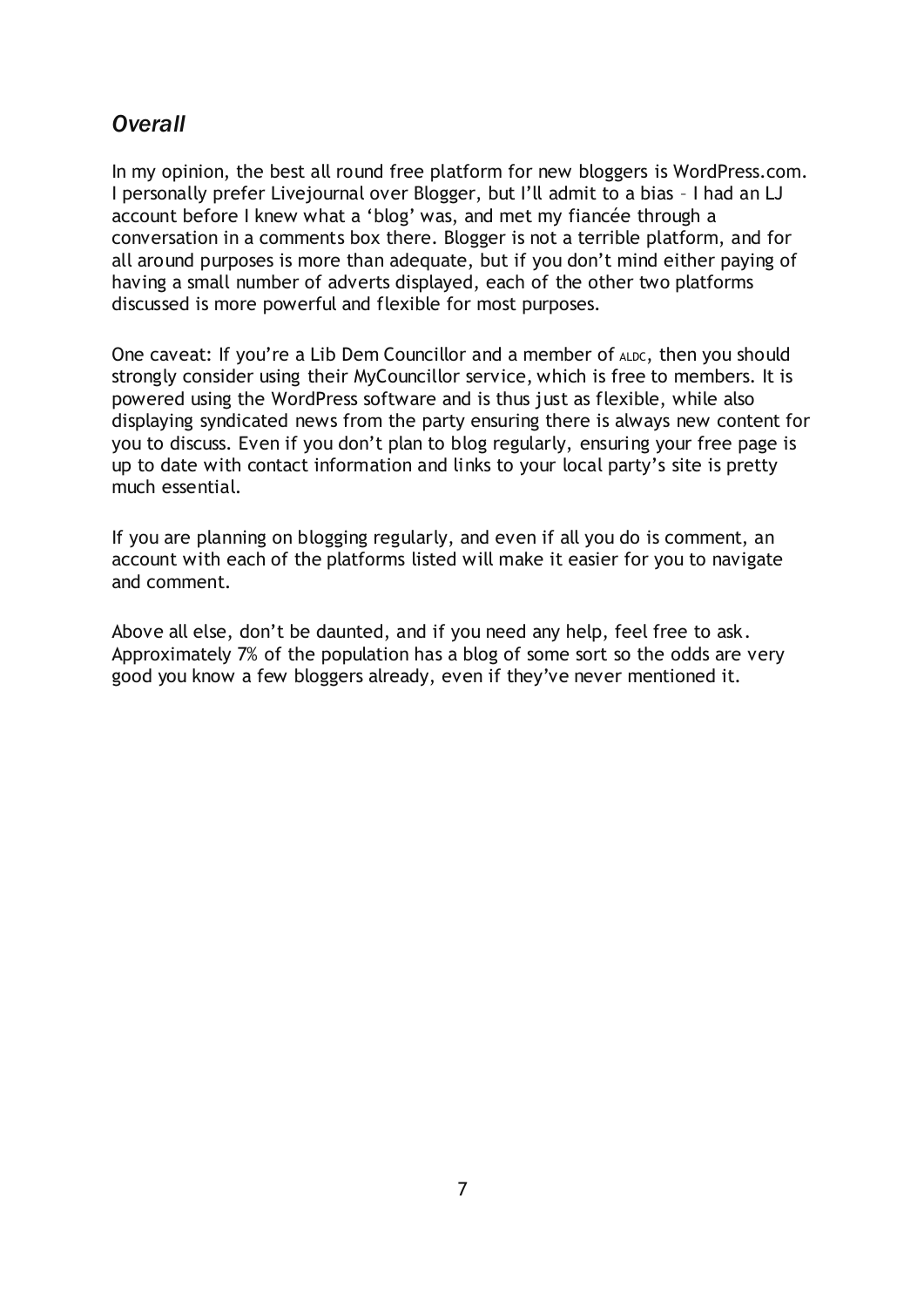## *Overall*

In my opinion, the best all round free platform for new bloggers is WordPress.com. I personally prefer Livejournal over Blogger, but I'll admit to a bias – I had an LJ account before I knew what a 'blog' was, and met my fiancée through a conversation in a comments box there. Blogger is not a terrible platform, and for all around purposes is more than adequate, but if you don't mind either paying of having a small number of adverts displayed, each of the other two platforms discussed is more powerful and flexible for most purposes.

One caveat: If you're a Lib Dem Councillor and a member of ALDC, then you should strongly consider using their MyCouncillor service, which is free to members. It is powered using the WordPress software and is thus just as flexible, while also displaying syndicated news from the party ensuring there is always new content for you to discuss. Even if you don't plan to blog regularly, ensuring your free page is up to date with contact information and links to your local party's site is pretty much essential.

If you are planning on blogging regularly, and even if all you do is comment, an account with each of the platforms listed will make it easier for you to navigate and comment.

Above all else, don't be daunted, and if you need any help, feel free to ask. Approximately 7% of the population has a blog of some sort so the odds are very good you know a few bloggers already, even if they've never mentioned it.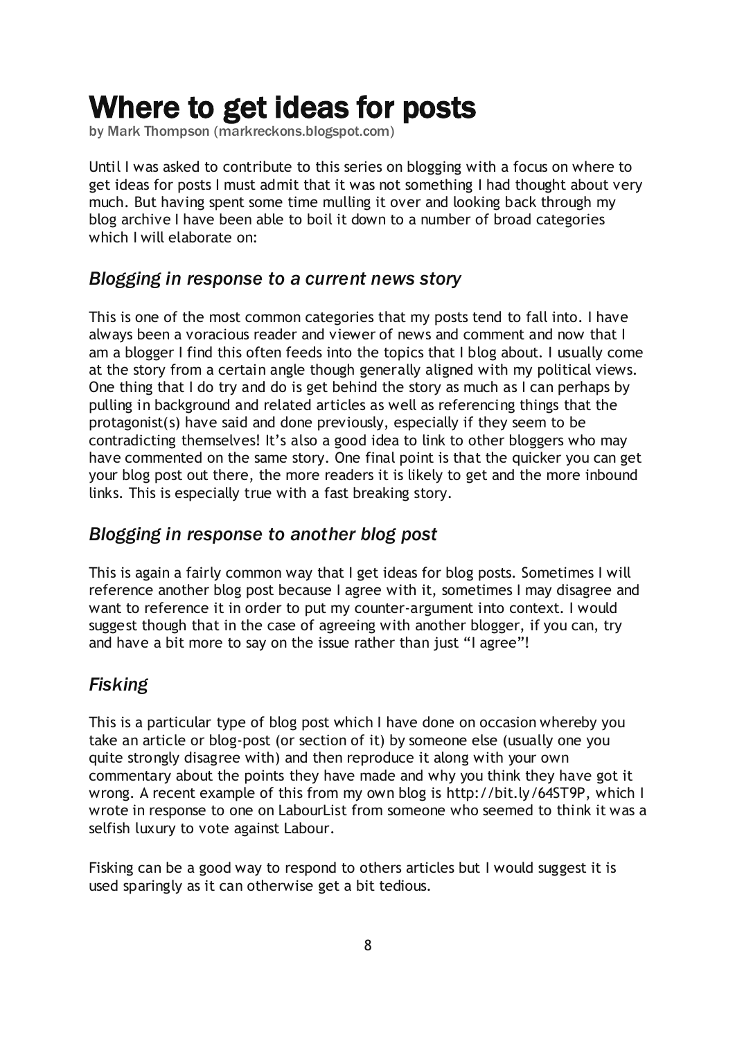# Where to get ideas for posts

by Mark Thompson (markreckons.blogspot.com)

Until I was asked to contribute to this series on blogging with a focus on where to get ideas for posts I must admit that it was not something I had thought about very much. But having spent some time mulling it over and looking back through my blog archive I have been able to boil it down to a number of broad categories which I will elaborate on:

## *Blogging in response to a current news story*

This is one of the most common categories that my posts tend to fall into. I have always been a voracious reader and viewer of news and comment and now that I am a blogger I find this often feeds into the topics that I blog about. I usually come at the story from a certain angle though generally aligned with my political views. One thing that I do try and do is get behind the story as much as I can perhaps by pulling in background and related articles as well as referencing things that the protagonist(s) have said and done previously, especially if they seem to be contradicting themselves! It's also a good idea to link to other bloggers who may have commented on the same story. One final point is that the quicker you can get your blog post out there, the more readers it is likely to get and the more inbound links. This is especially true with a fast breaking story.

## *Blogging in response to another blog post*

This is again a fairly common way that I get ideas for blog posts. Sometimes I will reference another blog post because I agree with it, sometimes I may disagree and want to reference it in order to put my counter-argument into context. I would suggest though that in the case of agreeing with another blogger, if you can, try and have a bit more to say on the issue rather than just "I agree"!

## *Fisking*

This is a particular type of blog post which I have done on occasion whereby you take an article or blog-post (or section of it) by someone else (usually one you quite strongly disagree with) and then reproduce it along with your own commentary about the points they have made and why you think they have got it wrong. A recent example of this from my own blog is http://bit.ly/64ST9P, which I wrote in response to one on LabourList from someone who seemed to think it was a selfish luxury to vote against Labour.

Fisking can be a good way to respond to others articles but I would suggest it is used sparingly as it can otherwise get a bit tedious.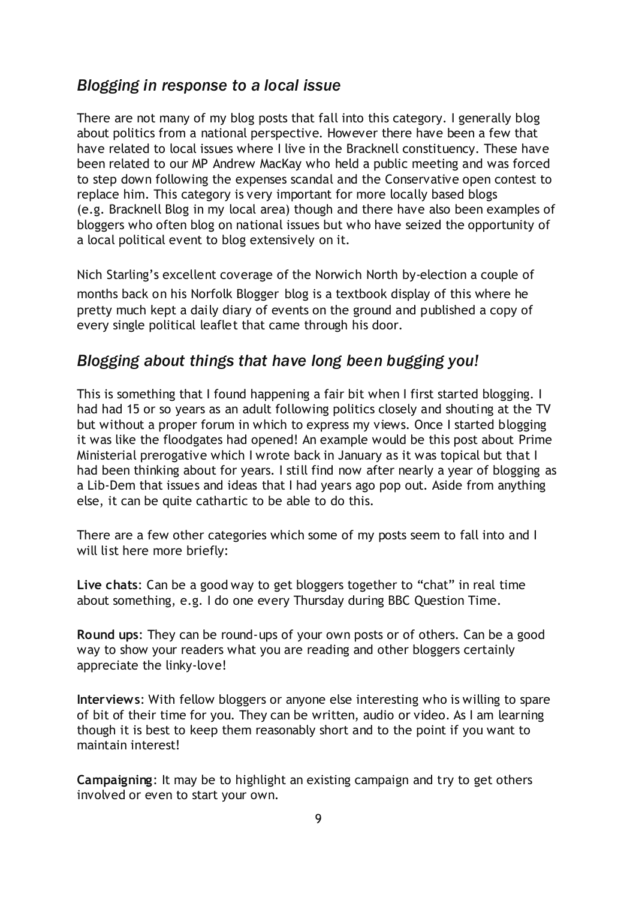## *Blogging in response to a local issue*

There are not many of my blog posts that fall into this category. I generally blog about politics from a national perspective. However there have been a few that have related to local issues where I live in the Bracknell constituency. These have been related to our MP Andrew MacKay who held a public meeting and was forced to step down following the expenses scandal and the Conservative open contest to replace him. This category is very important for more locally based blogs (e.g. Bracknell Blog in my local area) though and there have also been examples of bloggers who often blog on national issues but who have seized the opportunity of a local political event to blog extensively on it.

Nich Starling's excellent coverage of the Norwich North by-election a couple of months back on his Norfolk Blogger blog is a textbook display of this where he pretty much kept a daily diary of events on the ground and published a copy of every single political leaflet that came through his door.

## *Blogging about things that have long been bugging you!*

This is something that I found happening a fair bit when I first started blogging. I had had 15 or so years as an adult following politics closely and shouting at the TV but without a proper forum in which to express my views. Once I started blogging it was like the floodgates had opened! An example would be this post about Prime Ministerial prerogative which I wrote back in January as it was topical but that I had been thinking about for years. I still find now after nearly a year of blogging as a Lib-Dem that issues and ideas that I had years ago pop out. Aside from anything else, it can be quite cathartic to be able to do this.

There are a few other categories which some of my posts seem to fall into and I will list here more briefly:

**Live chats**: Can be a good way to get bloggers together to "chat" in real time about something, e.g. I do one every Thursday during BBC Question Time.

**Round ups**: They can be round-ups of your own posts or of others. Can be a good way to show your readers what you are reading and other bloggers certainly appreciate the linky-love!

**Interviews**: With fellow bloggers or anyone else interesting who is willing to spare of bit of their time for you. They can be written, audio or video. As I am learning though it is best to keep them reasonably short and to the point if you want to maintain interest!

**Campaigning**: It may be to highlight an existing campaign and try to get others involved or even to start your own.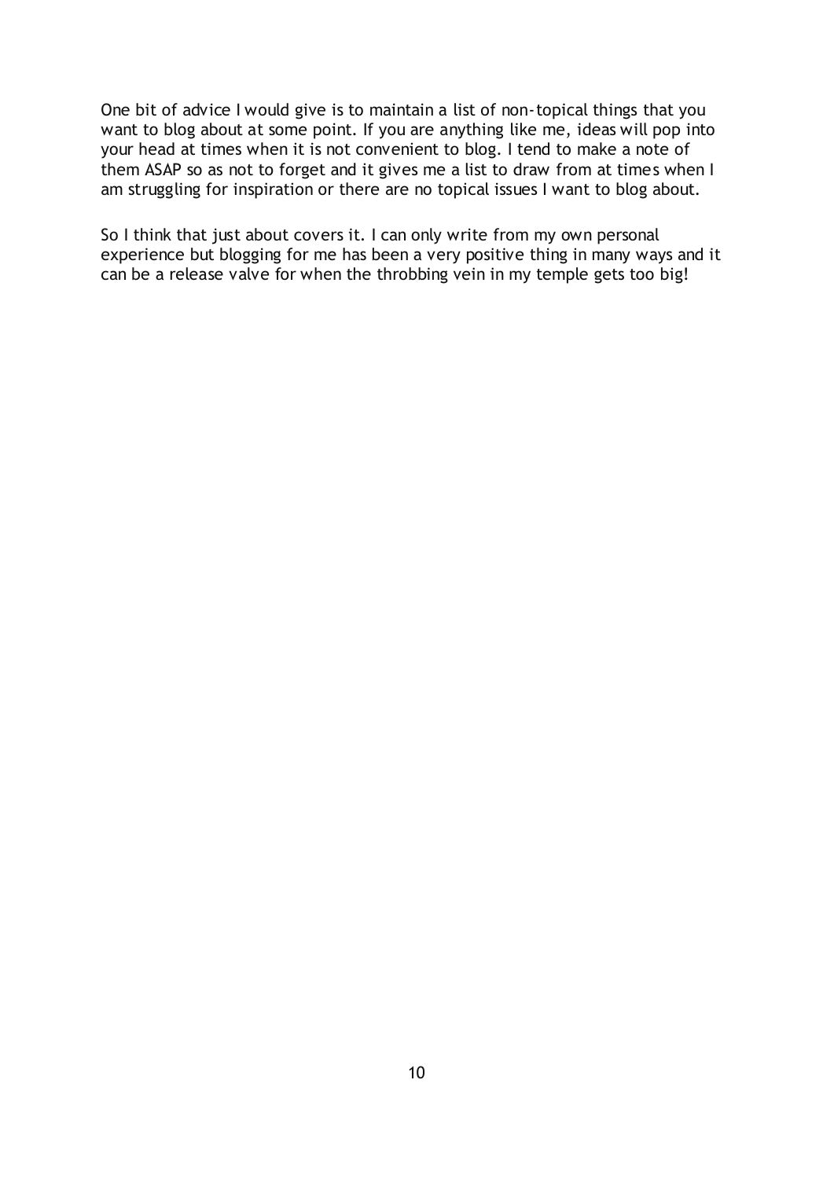One bit of advice I would give is to maintain a list of non-topical things that you want to blog about at some point. If you are anything like me, ideas will pop into your head at times when it is not convenient to blog. I tend to make a note of them ASAP so as not to forget and it gives me a list to draw from at times when I am struggling for inspiration or there are no topical issues I want to blog about.

So I think that just about covers it. I can only write from my own personal experience but blogging for me has been a very positive thing in many ways and it can be a release valve for when the throbbing vein in my temple gets too big!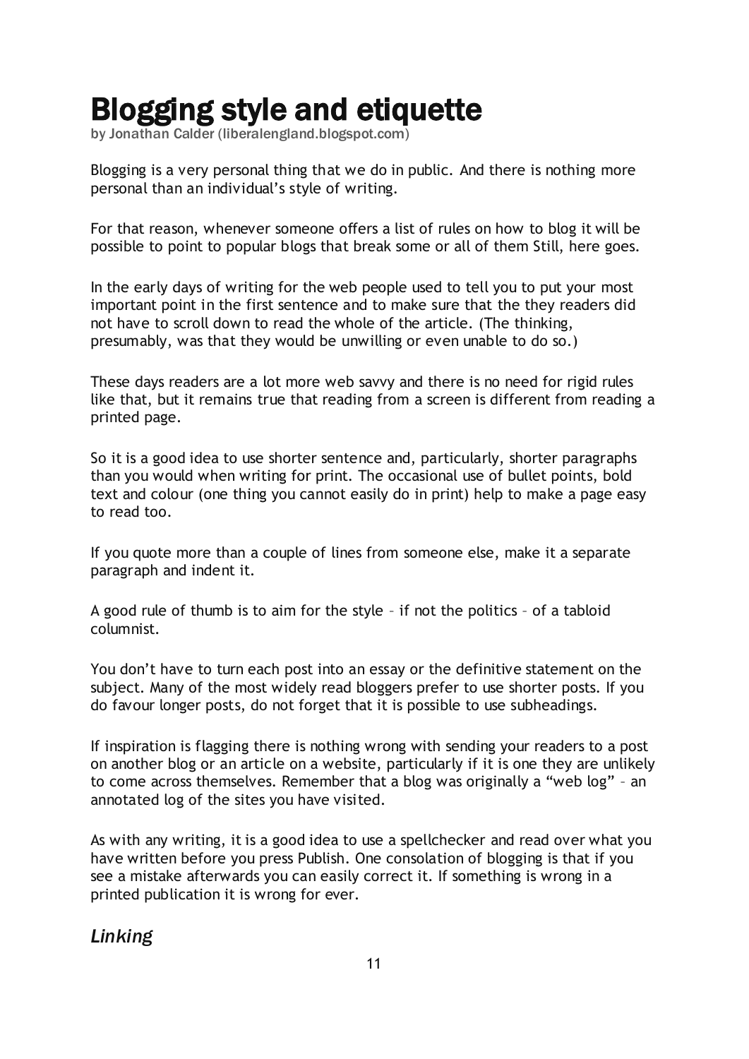# Blogging style and etiquette

by Jonathan Calder (liberalengland.blogspot.com)

Blogging is a very personal thing that we do in public. And there is nothing more personal than an individual's style of writing.

For that reason, whenever someone offers a list of rules on how to blog it will be possible to point to popular blogs that break some or all of them Still, here goes.

In the early days of writing for the web people used to tell you to put your most important point in the first sentence and to make sure that the they readers did not have to scroll down to read the whole of the article. (The thinking, presumably, was that they would be unwilling or even unable to do so.)

These days readers are a lot more web savvy and there is no need for rigid rules like that, but it remains true that reading from a screen is different from reading a printed page.

So it is a good idea to use shorter sentence and, particularly, shorter paragraphs than you would when writing for print. The occasional use of bullet points, bold text and colour (one thing you cannot easily do in print) help to make a page easy to read too.

If you quote more than a couple of lines from someone else, make it a separate paragraph and indent it.

A good rule of thumb is to aim for the style – if not the politics – of a tabloid columnist.

You don't have to turn each post into an essay or the definitive statement on the subject. Many of the most widely read bloggers prefer to use shorter posts. If you do favour longer posts, do not forget that it is possible to use subheadings.

If inspiration is flagging there is nothing wrong with sending your readers to a post on another blog or an article on a website, particularly if it is one they are unlikely to come across themselves. Remember that a blog was originally a "web log" – an annotated log of the sites you have visited.

As with any writing, it is a good idea to use a spellchecker and read over what you have written before you press Publish. One consolation of blogging is that if you see a mistake afterwards you can easily correct it. If something is wrong in a printed publication it is wrong for ever.

## *Linking*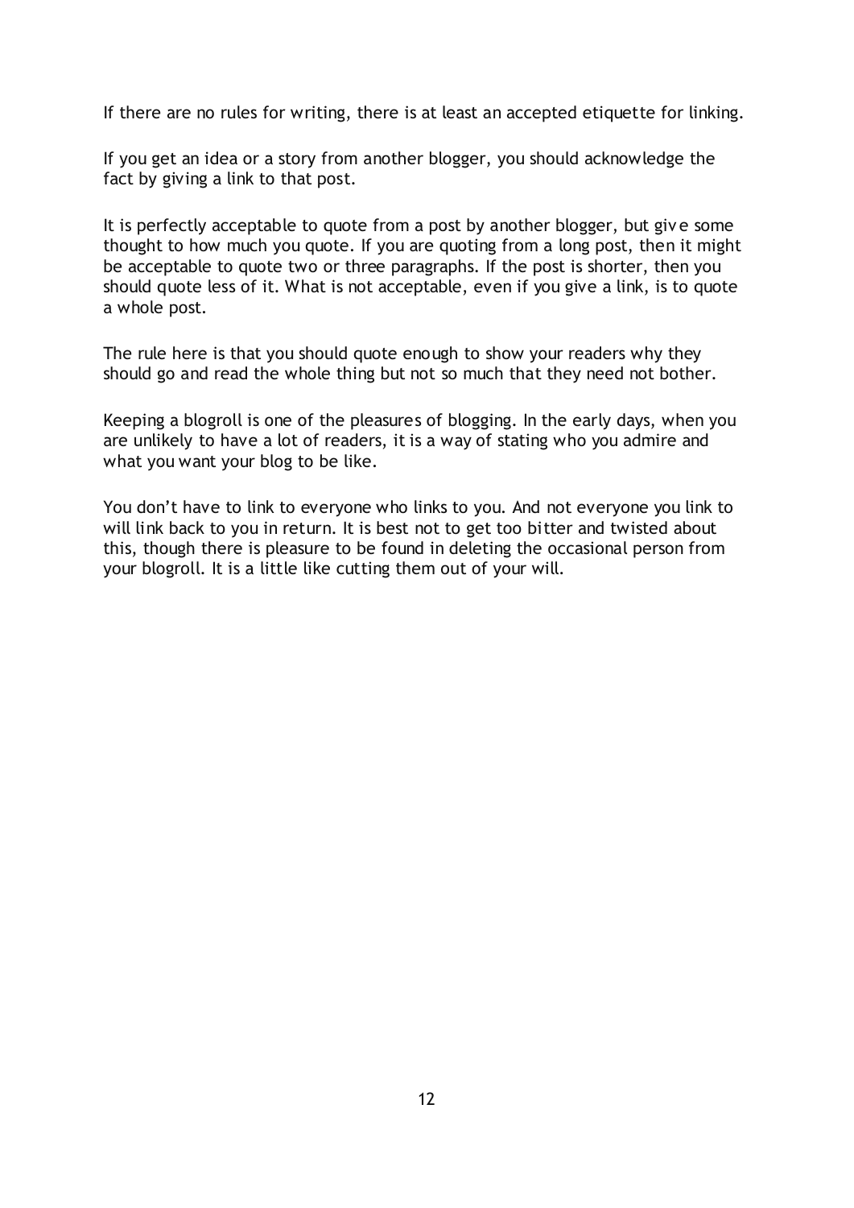If there are no rules for writing, there is at least an accepted etiquette for linking.

If you get an idea or a story from another blogger, you should acknowledge the fact by giving a link to that post.

It is perfectly acceptable to quote from a post by another blogger, but give some thought to how much you quote. If you are quoting from a long post, then it might be acceptable to quote two or three paragraphs. If the post is shorter, then you should quote less of it. What is not acceptable, even if you give a link, is to quote a whole post.

The rule here is that you should quote enough to show your readers why they should go and read the whole thing but not so much that they need not bother.

Keeping a blogroll is one of the pleasures of blogging. In the early days, when you are unlikely to have a lot of readers, it is a way of stating who you admire and what you want your blog to be like.

You don't have to link to everyone who links to you. And not everyone you link to will link back to you in return. It is best not to get too bitter and twisted about this, though there is pleasure to be found in deleting the occasional person from your blogroll. It is a little like cutting them out of your will.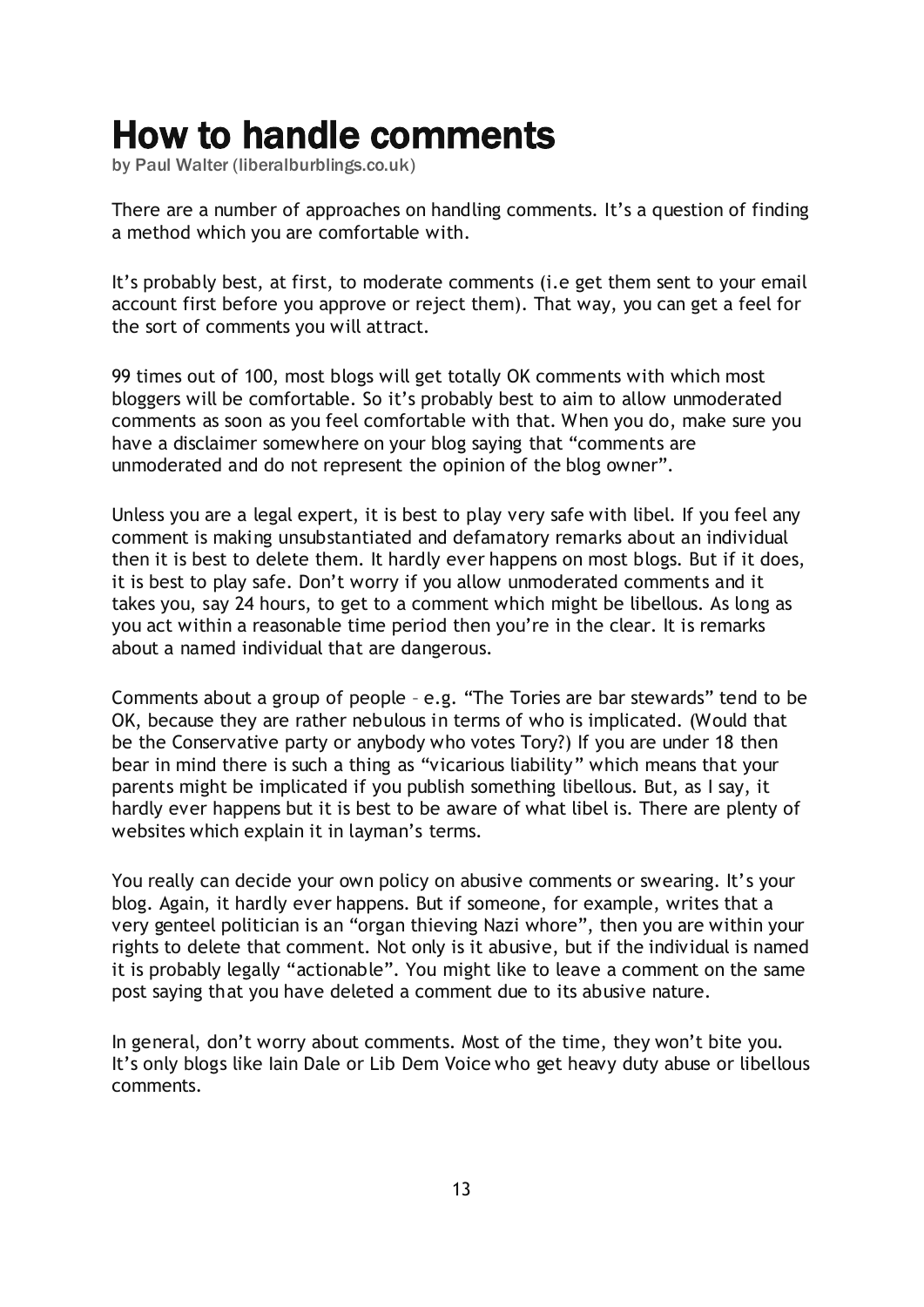# How to handle comments

by Paul Walter (liberalburblings.co.uk)

There are a number of approaches on handling comments. It's a question of finding a method which you are comfortable with.

It's probably best, at first, to moderate comments (i.e get them sent to your email account first before you approve or reject them). That way, you can get a feel for the sort of comments you will attract.

99 times out of 100, most blogs will get totally OK comments with which most bloggers will be comfortable. So it's probably best to aim to allow unmoderated comments as soon as you feel comfortable with that. When you do, make sure you have a disclaimer somewhere on your blog saying that "comments are unmoderated and do not represent the opinion of the blog owner".

Unless you are a legal expert, it is best to play very safe with libel. If you feel any comment is making unsubstantiated and defamatory remarks about an individual then it is best to delete them. It hardly ever happens on most blogs. But if it does, it is best to play safe. Don't worry if you allow unmoderated comments and it takes you, say 24 hours, to get to a comment which might be libellous. As long as you act within a reasonable time period then you're in the clear. It is remarks about a named individual that are dangerous.

Comments about a group of people – e.g. "The Tories are bar stewards" tend to be OK, because they are rather nebulous in terms of who is implicated. (Would that be the Conservative party or anybody who votes Tory?) If you are under 18 then bear in mind there is such a thing as "vicarious liability" which means that your parents might be implicated if you publish something libellous. But, as I say, it hardly ever happens but it is best to be aware of what libel is. There are plenty of websites which explain it in layman's terms.

You really can decide your own policy on abusive comments or swearing. It's your blog. Again, it hardly ever happens. But if someone, for example, writes that a very genteel politician is an "organ thieving Nazi whore", then you are within your rights to delete that comment. Not only is it abusive, but if the individual is named it is probably legally "actionable". You might like to leave a comment on the same post saying that you have deleted a comment due to its abusive nature.

In general, don't worry about comments. Most of the time, they won't bite you. It's only blogs like Iain Dale or Lib Dem Voice who get heavy duty abuse or libellous comments.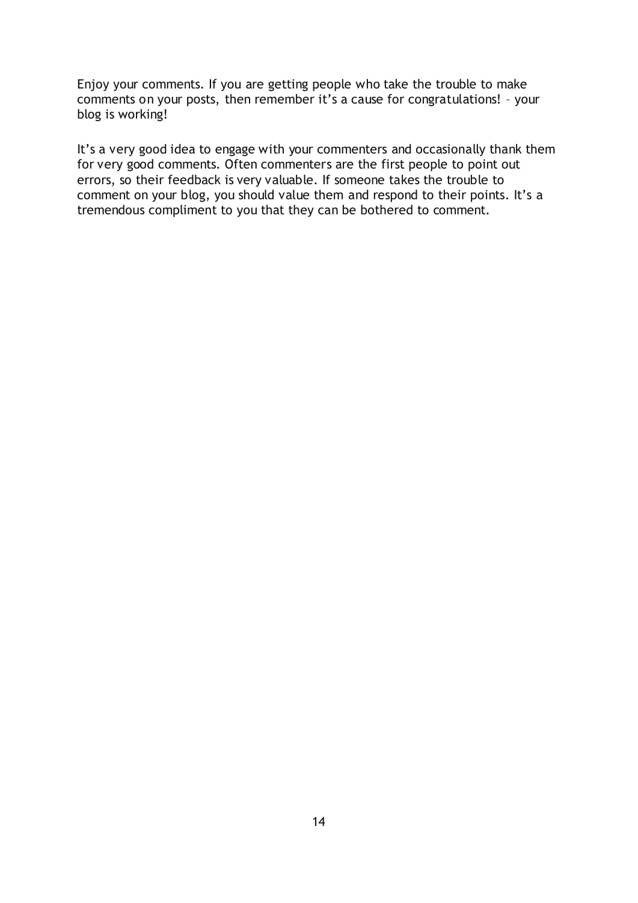Enjoy your comments. If you are getting people who take the trouble to make comments on your posts, then remember it's a cause for congratulations! – your blog is working!

It's a very good idea to engage with your commenters and occasionally thank them for very good comments. Often commenters are the first people to point out errors, so their feedback is very valuable. If someone takes the trouble to comment on your blog, you should value them and respond to their points. It's a tremendous compliment to you that they can be bothered to comment.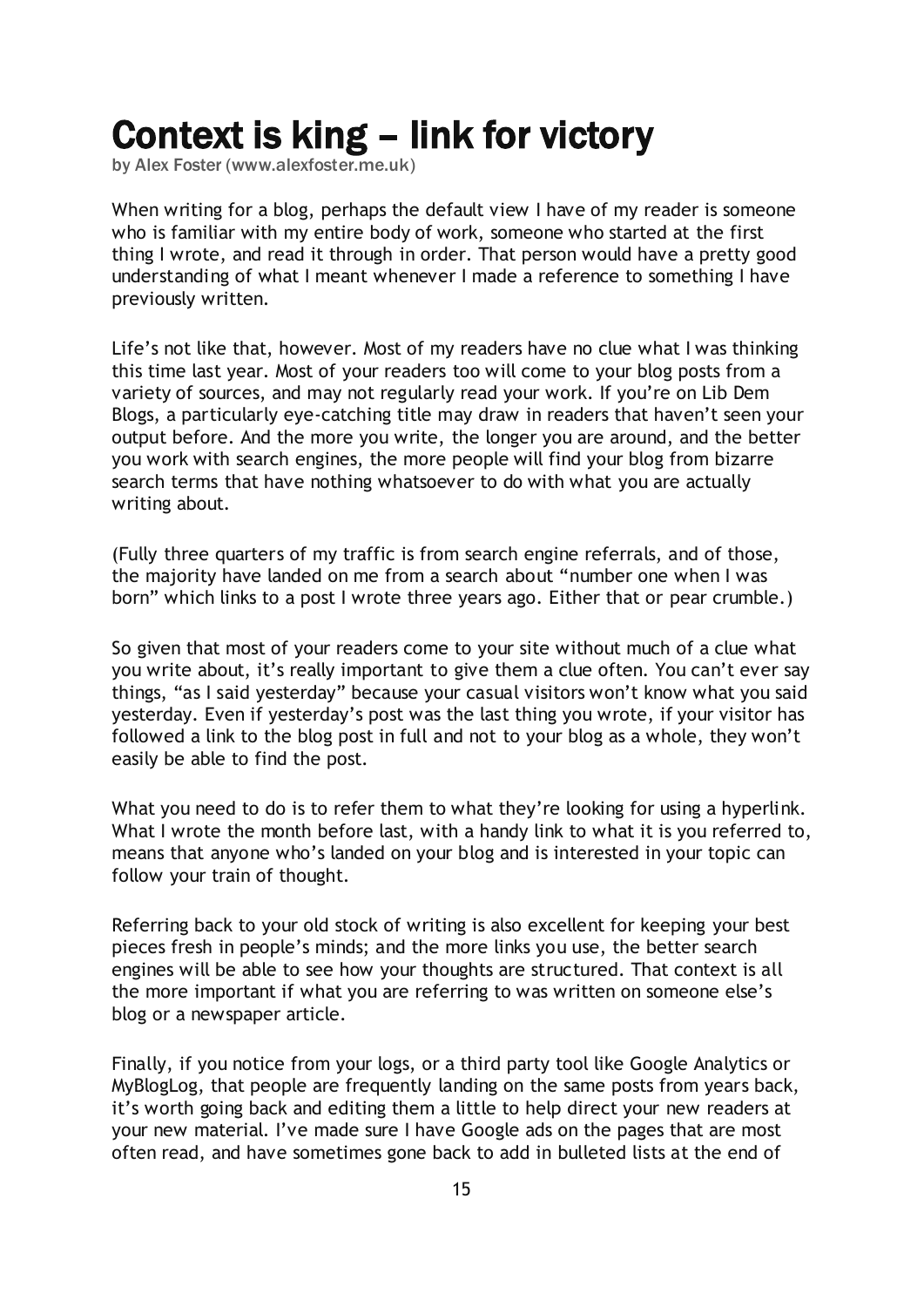# Context is king – link for victory

by Alex Foster (www.alexfoster.me.uk)

When writing for a blog, perhaps the default view I have of my reader is someone who is familiar with my entire body of work, someone who started at the first thing I wrote, and read it through in order. That person would have a pretty good understanding of what I meant whenever I made a reference to something I have previously written.

Life's not like that, however. Most of my readers have no clue what I was thinking this time last year. Most of your readers too will come to your blog posts from a variety of sources, and may not regularly read your work. If you're on Lib Dem Blogs, a particularly eye-catching title may draw in readers that haven't seen your output before. And the more you write, the longer you are around, and the better you work with search engines, the more people will find your blog from bizarre search terms that have nothing whatsoever to do with what you are actually writing about.

(Fully three quarters of my traffic is from search engine referrals, and of those, the majority have landed on me from a search about "number one when I was born" which links to a post I wrote three years ago. Either that or pear crumble.)

So given that most of your readers come to your site without much of a clue what you write about, it's really important to give them a clue often. You can't ever say things, "as I said yesterday" because your casual visitors won't know what you said yesterday. Even if yesterday's post was the last thing you wrote, if your visitor has followed a link to the blog post in full and not to your blog as a whole, they won't easily be able to find the post.

What you need to do is to refer them to what they're looking for using a hyperlink. What I wrote the month before last, with a handy link to what it is you referred to, means that anyone who's landed on your blog and is interested in your topic can follow your train of thought.

Referring back to your old stock of writing is also excellent for keeping your best pieces fresh in people's minds; and the more links you use, the better search engines will be able to see how your thoughts are structured. That context is all the more important if what you are referring to was written on someone else's blog or a newspaper article.

Finally, if you notice from your logs, or a third party tool like Google Analytics or MyBlogLog, that people are frequently landing on the same posts from years back, it's worth going back and editing them a little to help direct your new readers at your new material. I've made sure I have Google ads on the pages that are most often read, and have sometimes gone back to add in bulleted lists at the end of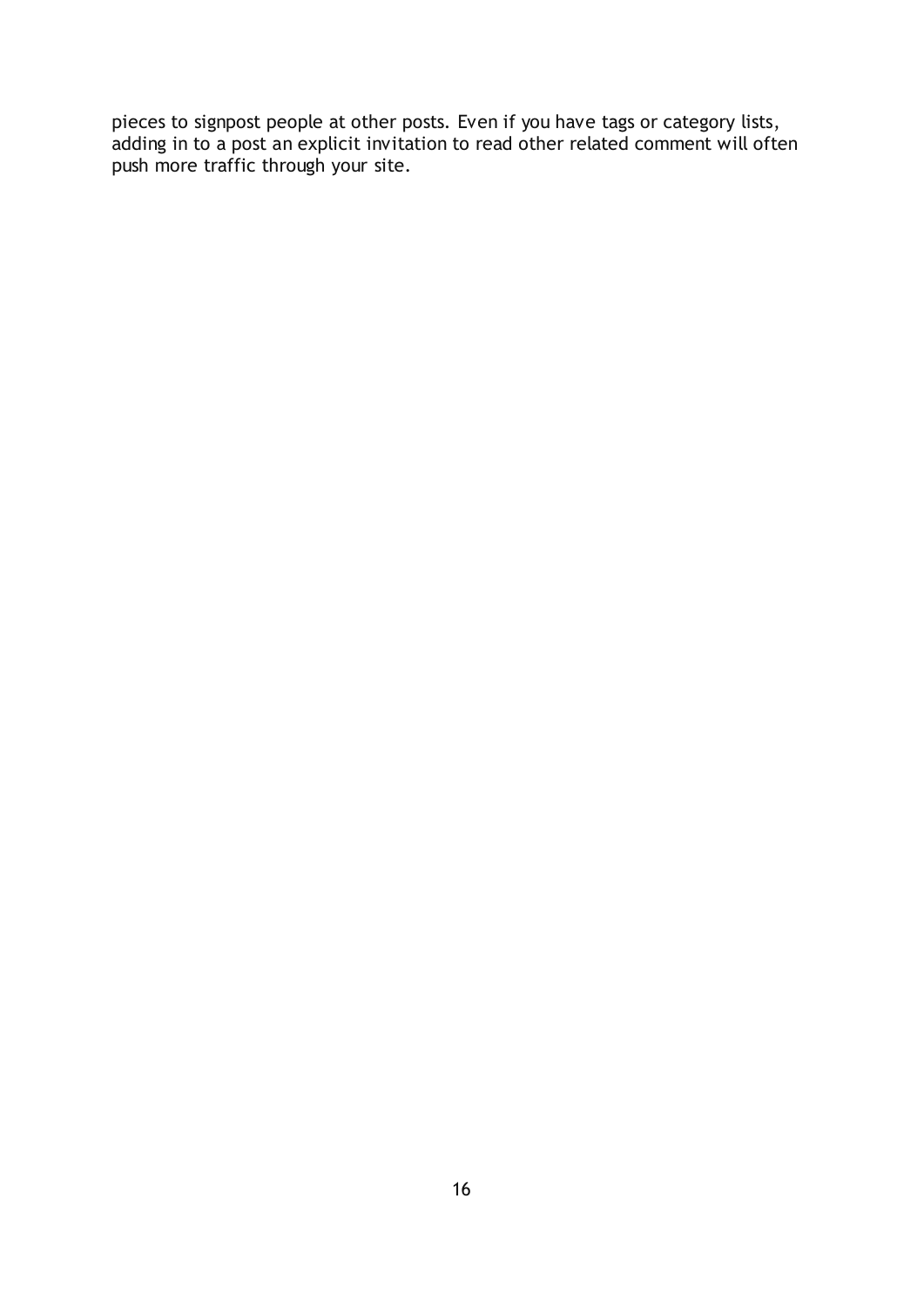pieces to signpost people at other posts. Even if you have tags or category lists, adding in to a post an explicit invitation to read other related comment will often push more traffic through your site.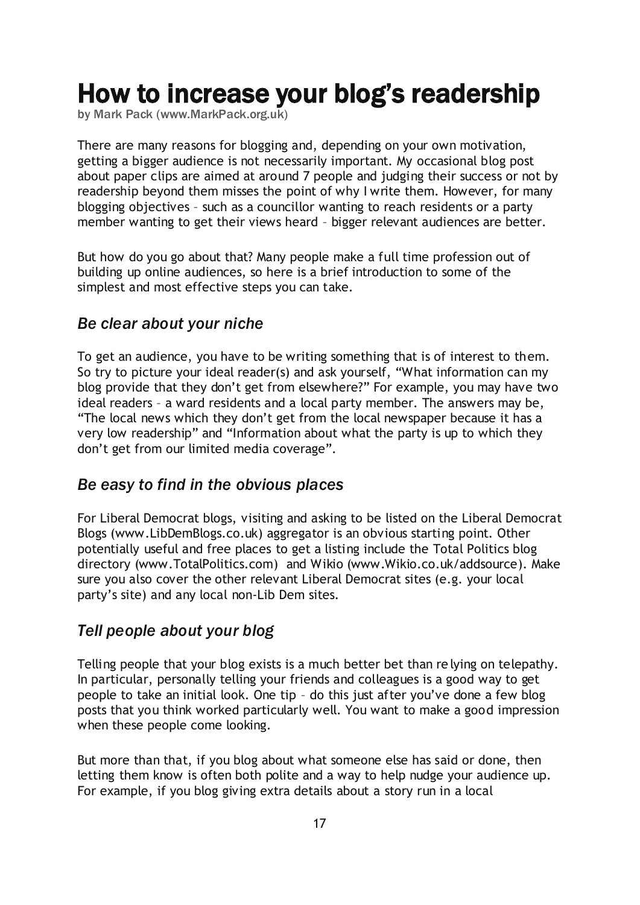# How to increase your blog's readership

by Mark Pack (www.MarkPack.org.uk)

There are many reasons for blogging and, depending on your own motivation, getting a bigger audience is not necessarily important. My occasional blog post about paper clips are aimed at around 7 people and judging their success or not by readership beyond them misses the point of why I write them. However, for many blogging objectives – such as a councillor wanting to reach residents or a party member wanting to get their views heard – bigger relevant audiences are better.

But how do you go about that? Many people make a full time profession out of building up online audiences, so here is a brief introduction to some of the simplest and most effective steps you can take.

## *Be clear about your niche*

To get an audience, you have to be writing something that is of interest to them. So try to picture your ideal reader(s) and ask yourself, "What information can my blog provide that they don't get from elsewhere?" For example, you may have two ideal readers – a ward residents and a local party member. The answers may be, "The local news which they don't get from the local newspaper because it has a very low readership" and "Information about what the party is up to which they don't get from our limited media coverage".

## *Be easy to find in the obvious places*

For Liberal Democrat blogs, visiting and asking to be listed on the Liberal Democrat Blogs (www.LibDemBlogs.co.uk) aggregator is an obvious starting point. Other potentially useful and free places to get a listing include the Total Politics blog directory (www.TotalPolitics.com) and Wikio (www.Wikio.co.uk/addsource). Make sure you also cover the other relevant Liberal Democrat sites (e.g. your local party's site) and any local non-Lib Dem sites.

## *Tell people about your blog*

Telling people that your blog exists is a much better bet than relying on telepathy. In particular, personally telling your friends and colleagues is a good way to get people to take an initial look. One tip – do this just after you've done a few blog posts that you think worked particularly well. You want to make a good impression when these people come looking.

But more than that, if you blog about what someone else has said or done, then letting them know is often both polite and a way to help nudge your audience up. For example, if you blog giving extra details about a story run in a local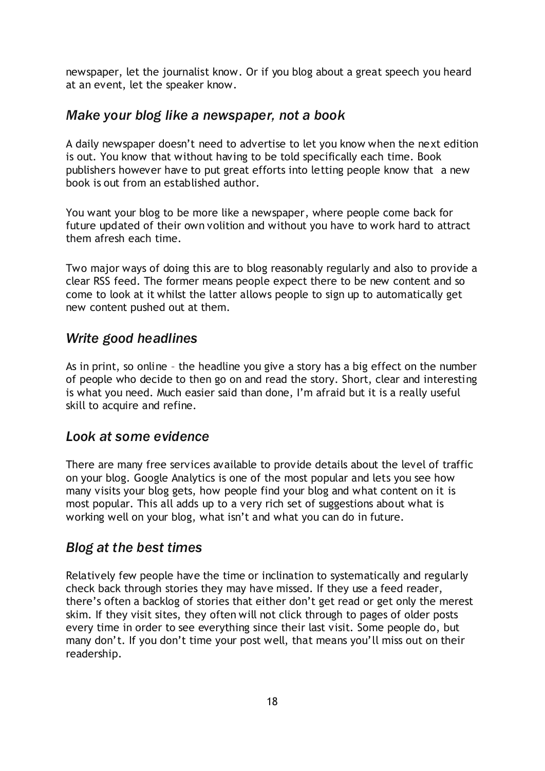newspaper, let the journalist know. Or if you blog about a great speech you heard at an event, let the speaker know.

### *Make your blog like a newspaper, not a book*

A daily newspaper doesn't need to advertise to let you know when the next edition is out. You know that without having to be told specifically each time. Book publishers however have to put great efforts into letting people know that a new book is out from an established author.

You want your blog to be more like a newspaper, where people come back for future updated of their own volition and without you have to work hard to attract them afresh each time.

Two major ways of doing this are to blog reasonably regularly and also to provide a clear RSS feed. The former means people expect there to be new content and so come to look at it whilst the latter allows people to sign up to automatically get new content pushed out at them.

### *Write good headlines*

As in print, so online – the headline you give a story has a big effect on the number of people who decide to then go on and read the story. Short, clear and interesting is what you need. Much easier said than done, I'm afraid but it is a really useful skill to acquire and refine.

### *Look at some evidence*

There are many free services available to provide details about the level of traffic on your blog. Google Analytics is one of the most popular and lets you see how many visits your blog gets, how people find your blog and what content on it is most popular. This all adds up to a very rich set of suggestions about what is working well on your blog, what isn't and what you can do in future.

### *Blog at the best times*

Relatively few people have the time or inclination to systematically and regularly check back through stories they may have missed. If they use a feed reader, there's often a backlog of stories that either don't get read or get only the merest skim. If they visit sites, they often will not click through to pages of older posts every time in order to see everything since their last visit. Some people do, but many don't. If you don't time your post well, that means you'll miss out on their readership.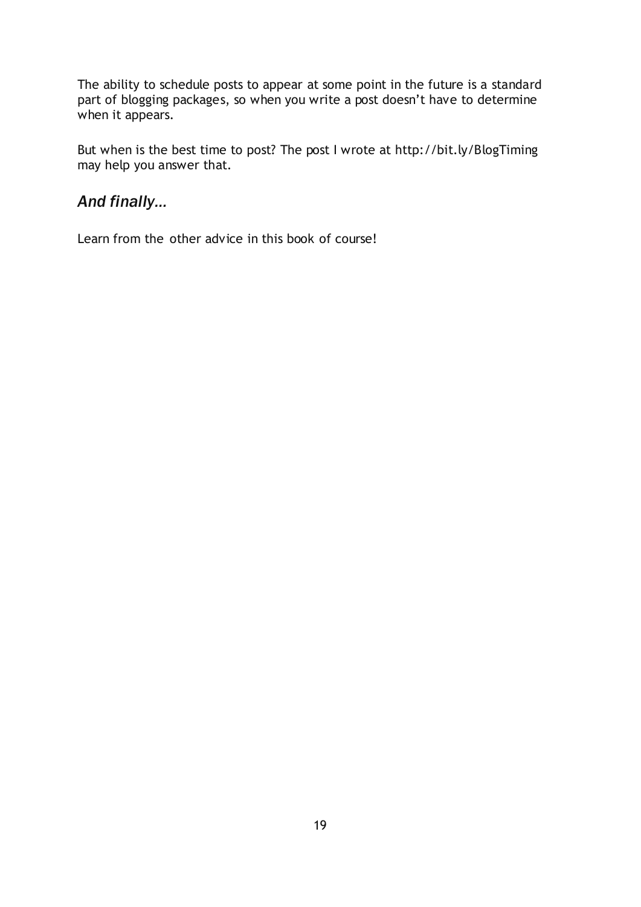The ability to schedule posts to appear at some point in the future is a standard part of blogging packages, so when you write a post doesn't have to determine when it appears.

But when is the best time to post? The post I wrote at http://bit.ly/BlogTiming may help you answer that.

### *And finally...*

Learn from the other advice in this book of course!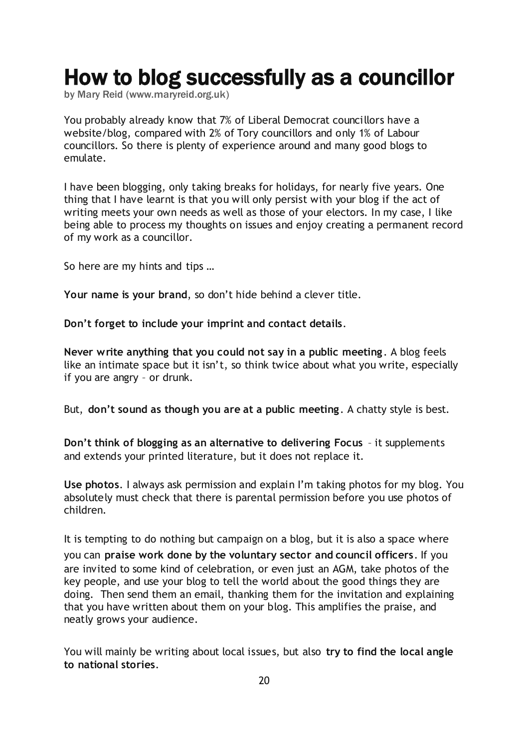# How to blog successfully as a councillor

by Mary Reid (www.maryreid.org.uk)

You probably already know that 7% of Liberal Democrat councillors have a website/blog, compared with 2% of Tory councillors and only 1% of Labour councillors. So there is plenty of experience around and many good blogs to emulate.

I have been blogging, only taking breaks for holidays, for nearly five years. One thing that I have learnt is that you will only persist with your blog if the act of writing meets your own needs as well as those of your electors. In my case, I like being able to process my thoughts on issues and enjoy creating a permanent record of my work as a councillor.

So here are my hints and tips …

**Your name is your brand**, so don't hide behind a clever title.

**Don't forget to include your imprint and contact details**.

**Never write anything that you could not say in a public meeting**. A blog feels like an intimate space but it isn't, so think twice about what you write, especially if you are angry – or drunk.

But, **don't sound as though you are at a public meeting**. A chatty style is best.

**Don't think of blogging as an alternative to delivering Focus** – it supplements and extends your printed literature, but it does not replace it.

**Use photos**. I always ask permission and explain I'm taking photos for my blog. You absolutely must check that there is parental permission before you use photos of children.

It is tempting to do nothing but campaign on a blog, but it is also a space where you can **praise work done by the voluntary sector and council officers**. If you are invited to some kind of celebration, or even just an AGM, take photos of the key people, and use your blog to tell the world about the good things they are doing. Then send them an email, thanking them for the invitation and explaining that you have written about them on your blog. This amplifies the praise, and neatly grows your audience.

You will mainly be writing about local issues, but also **try to find the local angle to national stories**.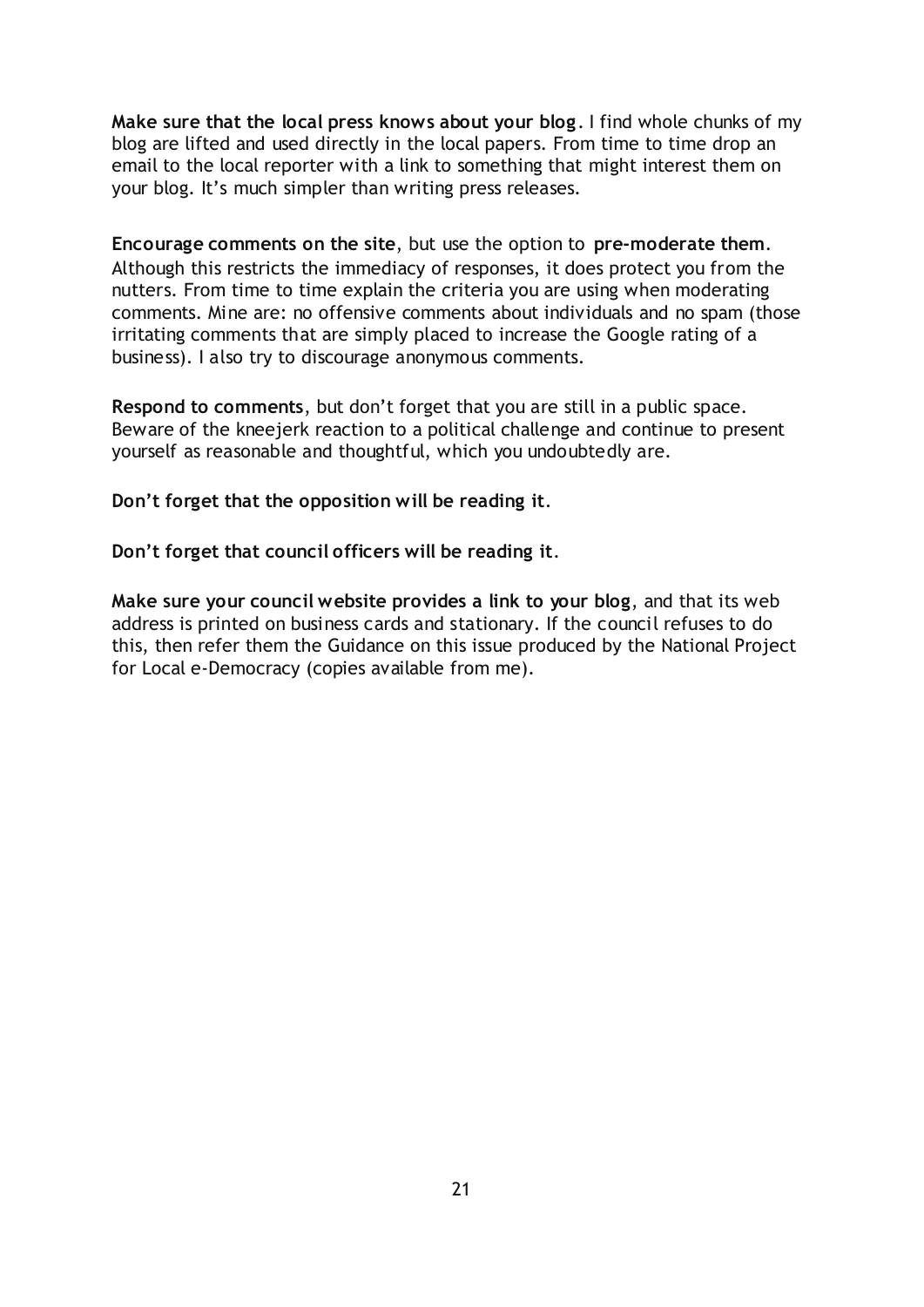**Make sure that the local press knows about your blog**. I find whole chunks of my blog are lifted and used directly in the local papers. From time to time drop an email to the local reporter with a link to something that might interest them on your blog. It's much simpler than writing press releases.

**Encourage comments on the site**, but use the option to **pre-moderate them**. Although this restricts the immediacy of responses, it does protect you from the nutters. From time to time explain the criteria you are using when moderating comments. Mine are: no offensive comments about individuals and no spam (those irritating comments that are simply placed to increase the Google rating of a business). I also try to discourage anonymous comments.

**Respond to comments**, but don't forget that you are still in a public space. Beware of the kneejerk reaction to a political challenge and continue to present yourself as reasonable and thoughtful, which you undoubtedly are.

**Don't forget that the opposition will be reading it**.

**Don't forget that council officers will be reading it**.

**Make sure your council website provides a link to your blog**, and that its web address is printed on business cards and stationary. If the council refuses to do this, then refer them the Guidance on this issue produced by the National Project for Local e-Democracy (copies available from me).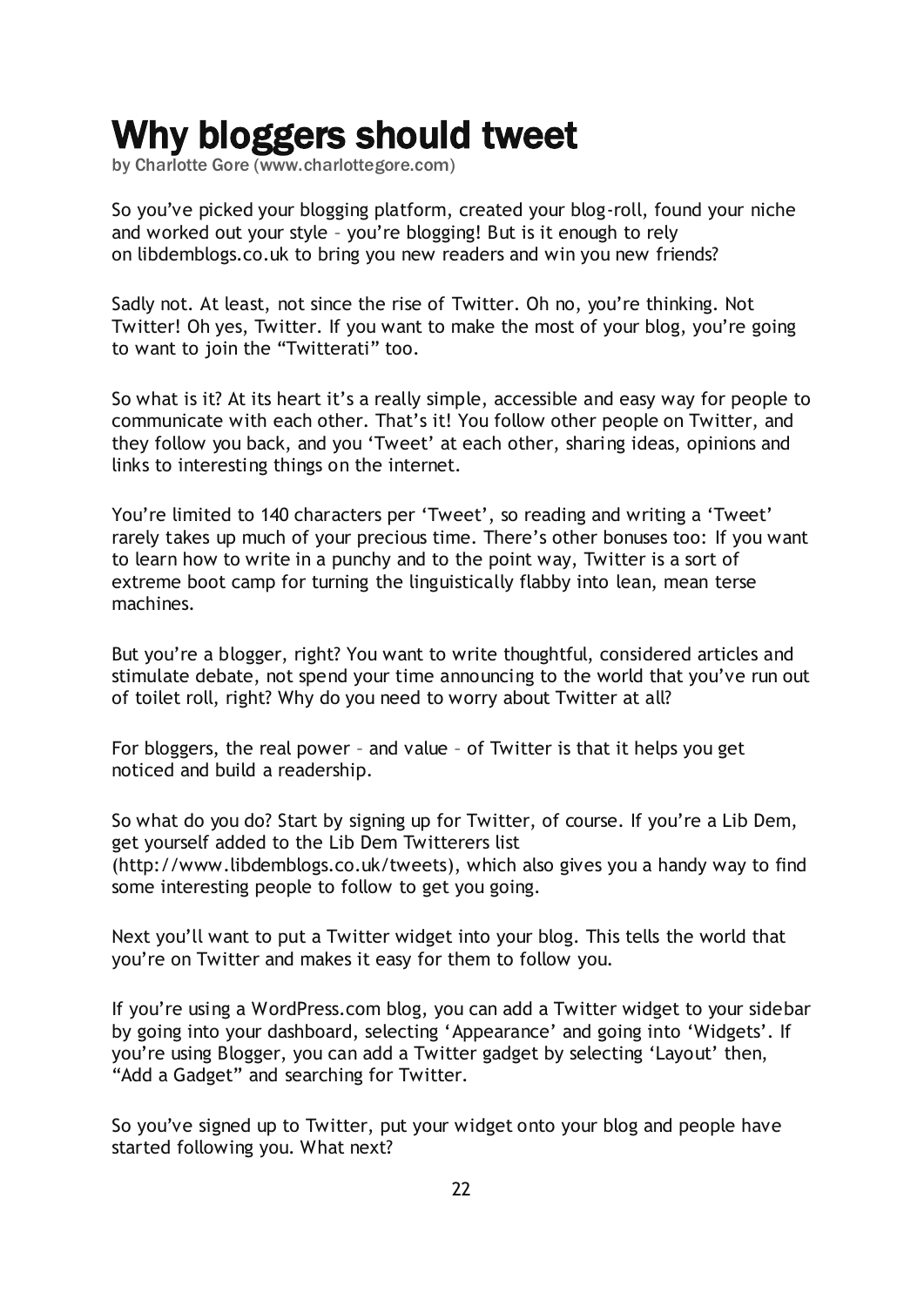# Why bloggers should tweet

by Charlotte Gore (www.charlottegore.com)

So you've picked your blogging platform, created your blog-roll, found your niche and worked out your style – you're blogging! But is it enough to rely on libdemblogs.co.uk to bring you new readers and win you new friends?

Sadly not. At least, not since the rise of Twitter. Oh no, you're thinking. Not Twitter! Oh yes, Twitter. If you want to make the most of your blog, you're going to want to join the "Twitterati" too.

So what is it? At its heart it's a really simple, accessible and easy way for people to communicate with each other. That's it! You follow other people on Twitter, and they follow you back, and you 'Tweet' at each other, sharing ideas, opinions and links to interesting things on the internet.

You're limited to 140 characters per 'Tweet', so reading and writing a 'Tweet' rarely takes up much of your precious time. There's other bonuses too: If you want to learn how to write in a punchy and to the point way, Twitter is a sort of extreme boot camp for turning the linguistically flabby into lean, mean terse machines.

But you're a blogger, right? You want to write thoughtful, considered articles and stimulate debate, not spend your time announcing to the world that you've run out of toilet roll, right? Why do you need to worry about Twitter at all?

For bloggers, the real power – and value – of Twitter is that it helps you get noticed and build a readership.

So what do you do? Start by signing up for Twitter, of course. If you're a Lib Dem, get yourself added to the Lib Dem Twitterers list (http://www.libdemblogs.co.uk/tweets), which also gives you a handy way to find some interesting people to follow to get you going.

Next you'll want to put a Twitter widget into your blog. This tells the world that you're on Twitter and makes it easy for them to follow you.

If you're using a WordPress.com blog, you can add a Twitter widget to your sidebar by going into your dashboard, selecting 'Appearance' and going into 'Widgets'. If you're using Blogger, you can add a Twitter gadget by selecting 'Layout' then, "Add a Gadget" and searching for Twitter.

So you've signed up to Twitter, put your widget onto your blog and people have started following you. What next?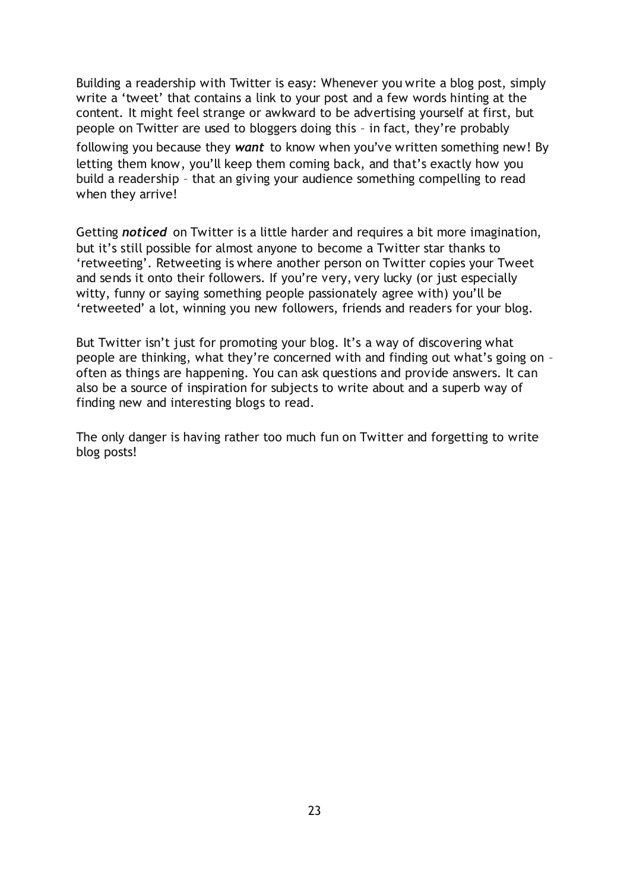Building a readership with Twitter is easy: Whenever you write a blog post, simply write a 'tweet' that contains a link to your post and a few words hinting at the content. It might feel strange or awkward to be advertising yourself at first, but people on Twitter are used to bloggers doing this – in fact, they're probably following you because they ***want*** to know when you've written something new! By letting them know, you'll keep them coming back, and that's exactly how you build a readership – that an giving your audience something compelling to read when they arrive!

Getting ***noticed*** on Twitter is a little harder and requires a bit more imagination, but it's still possible for almost anyone to become a Twitter star thanks to 'retweeting'. Retweeting is where another person on Twitter copies your Tweet and sends it onto their followers. If you're very, very lucky (or just especially witty, funny or saying something people passionately agree with) you'll be 'retweeted' a lot, winning you new followers, friends and readers for your blog.

But Twitter isn't just for promoting your blog. It's a way of discovering what people are thinking, what they're concerned with and finding out what's going on – often as things are happening. You can ask questions and provide answers. It can also be a source of inspiration for subjects to write about and a superb way of finding new and interesting blogs to read.

The only danger is having rather too much fun on Twitter and forgetting to write blog posts!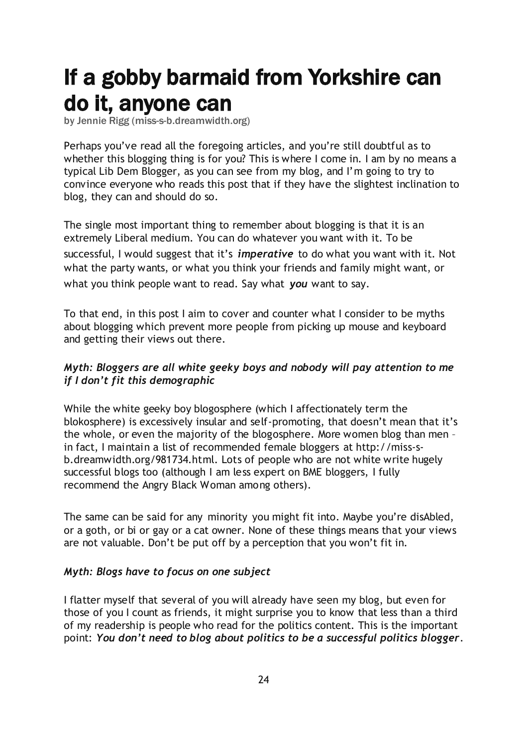# If a gobby barmaid from Yorkshire can do it, anyone can

by Jennie Rigg (miss-s-b.dreamwidth.org)

Perhaps you've read all the foregoing articles, and you're still doubtful as to whether this blogging thing is for you? This is where I come in. I am by no means a typical Lib Dem Blogger, as you can see from my blog, and I'm going to try to convince everyone who reads this post that if they have the slightest inclination to blog, they can and should do so.

The single most important thing to remember about blogging is that it is an extremely Liberal medium. You can do whatever you want with it. To be successful, I would suggest that it's ***imperative*** to do what you want with it. Not what the party wants, or what you think your friends and family might want, or what you think people want to read. Say what ***you*** want to say.

To that end, in this post I aim to cover and counter what I consider to be myths about blogging which prevent more people from picking up mouse and keyboard and getting their views out there.

***Myth: Bloggers are all white geeky boys and nobody will pay attention to me if I don't fit this demographic***

While the white geeky boy blogosphere (which I affectionately term the blokosphere) is excessively insular and self-promoting, that doesn't mean that it's the whole, or even the majority of the blogosphere. More women blog than men – in fact, I maintain a list of recommended female bloggers at http://miss-s-b.dreamwidth.org/981734.html. Lots of people who are not white write hugely successful blogs too (although I am less expert on BME bloggers, I fully recommend the Angry Black Woman among others).

The same can be said for any minority you might fit into. Maybe you're disAbled, or a goth, or bi or gay or a cat owner. None of these things means that your views are not valuable. Don't be put off by a perception that you won't fit in.

***Myth: Blogs have to focus on one subject***

I flatter myself that several of you will already have seen my blog, but even for those of you I count as friends, it might surprise you to know that less than a third of my readership is people who read for the politics content. This is the important point: ***You don't need to blog about politics to be a successful politics blogger***.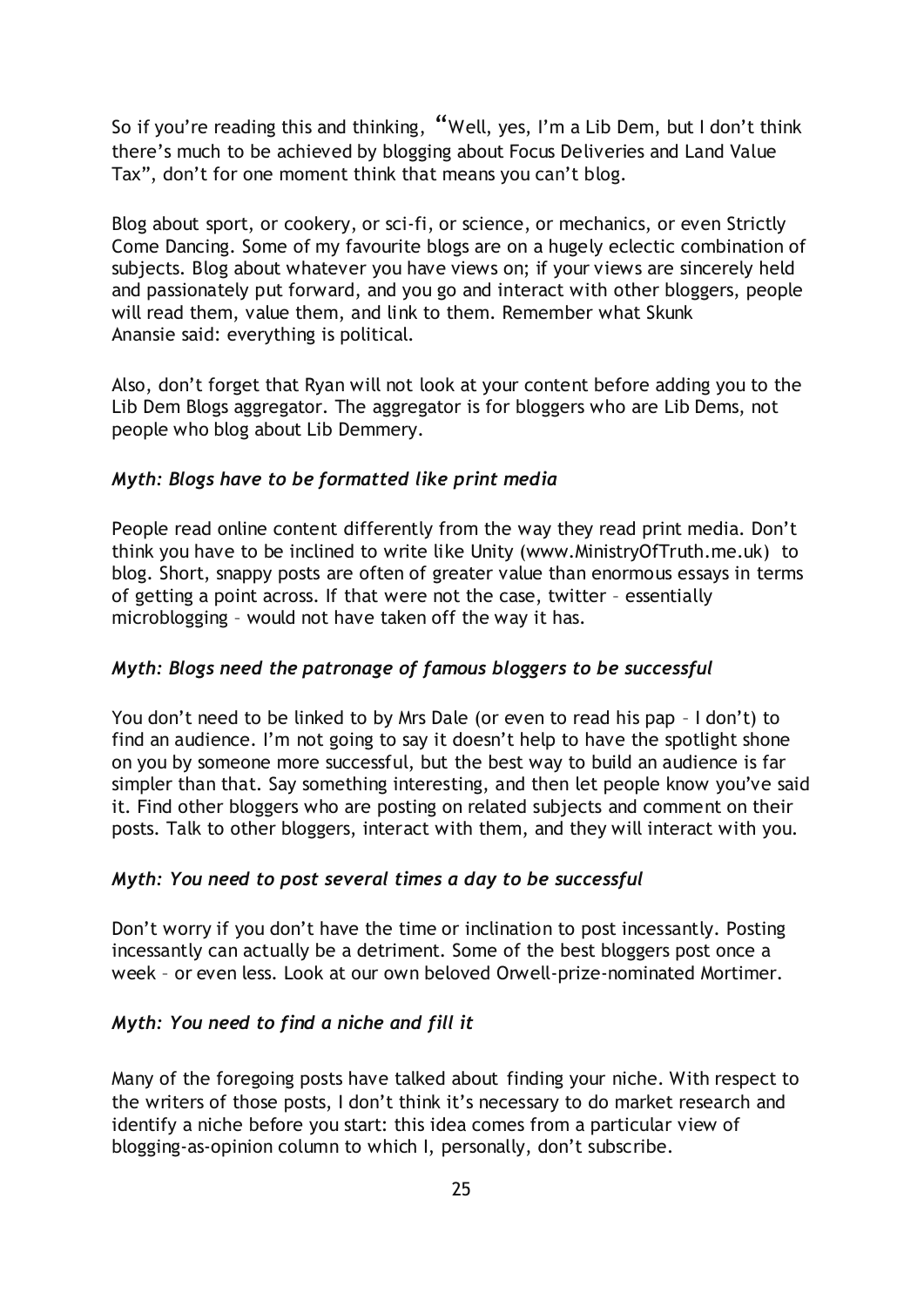So if you're reading this and thinking, "Well, yes, I'm a Lib Dem, but I don't think there's much to be achieved by blogging about Focus Deliveries and Land Value Tax", don't for one moment think that means you can't blog.

Blog about sport, or cookery, or sci-fi, or science, or mechanics, or even Strictly Come Dancing. Some of my favourite blogs are on a hugely eclectic combination of subjects. Blog about whatever you have views on; if your views are sincerely held and passionately put forward, and you go and interact with other bloggers, people will read them, value them, and link to them. Remember what Skunk Anansie said: everything is political.

Also, don't forget that Ryan will not look at your content before adding you to the Lib Dem Blogs aggregator. The aggregator is for bloggers who are Lib Dems, not people who blog about Lib Demmery.

### *Myth: Blogs have to be formatted like print media*

People read online content differently from the way they read print media. Don't think you have to be inclined to write like Unity (www.MinistryOfTruth.me.uk) to blog. Short, snappy posts are often of greater value than enormous essays in terms of getting a point across. If that were not the case, twitter – essentially microblogging – would not have taken off the way it has.

### *Myth: Blogs need the patronage of famous bloggers to be successful*

You don't need to be linked to by Mrs Dale (or even to read his pap – I don't) to find an audience. I'm not going to say it doesn't help to have the spotlight shone on you by someone more successful, but the best way to build an audience is far simpler than that. Say something interesting, and then let people know you've said it. Find other bloggers who are posting on related subjects and comment on their posts. Talk to other bloggers, interact with them, and they will interact with you.

### *Myth: You need to post several times a day to be successful*

Don't worry if you don't have the time or inclination to post incessantly. Posting incessantly can actually be a detriment. Some of the best bloggers post once a week – or even less. Look at our own beloved Orwell-prize-nominated Mortimer.

### *Myth: You need to find a niche and fill it*

Many of the foregoing posts have talked about finding your niche. With respect to the writers of those posts, I don't think it's necessary to do market research and identify a niche before you start: this idea comes from a particular view of blogging-as-opinion column to which I, personally, don't subscribe.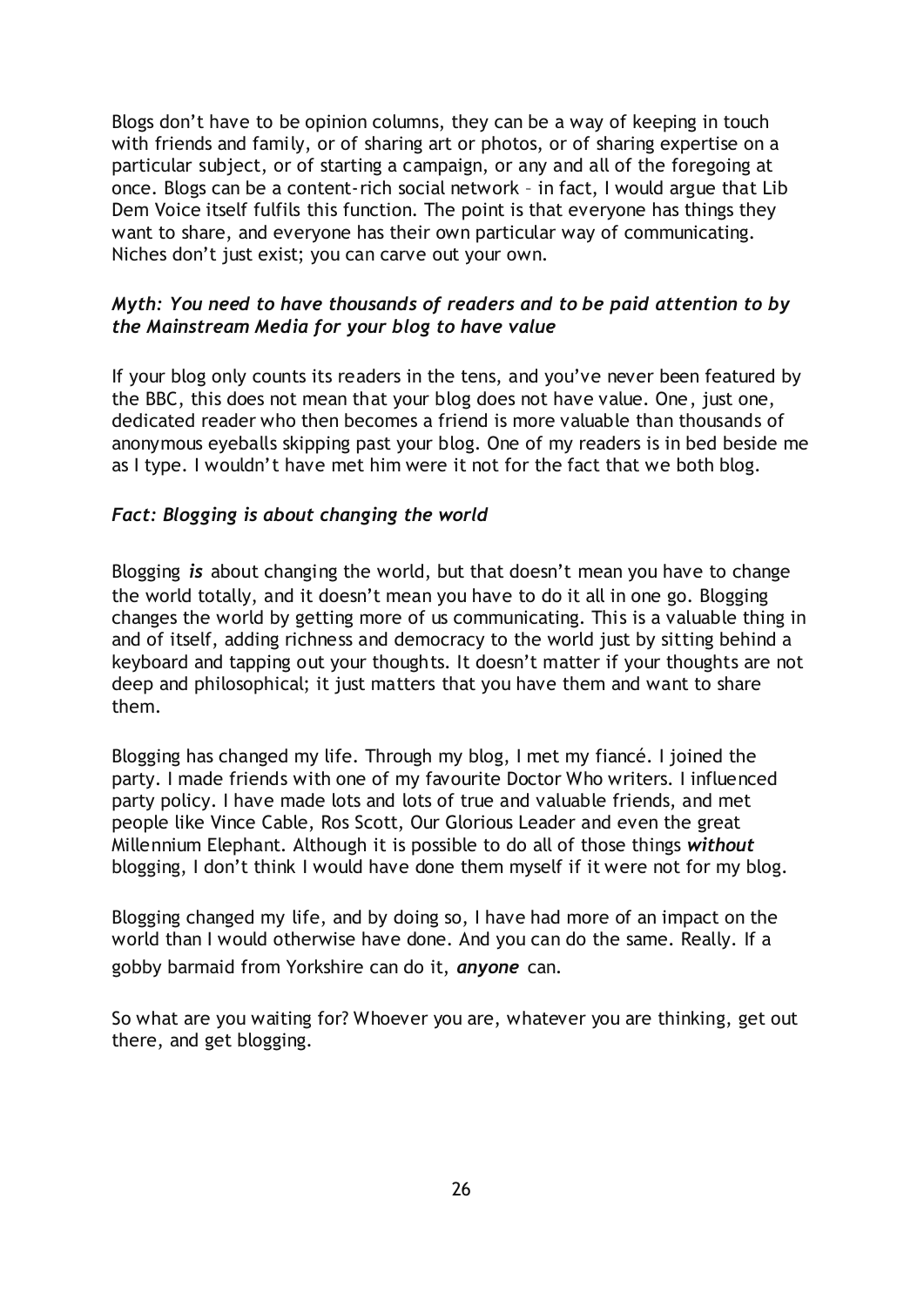Blogs don't have to be opinion columns, they can be a way of keeping in touch with friends and family, or of sharing art or photos, or of sharing expertise on a particular subject, or of starting a campaign, or any and all of the foregoing at once. Blogs can be a content-rich social network – in fact, I would argue that Lib Dem Voice itself fulfils this function. The point is that everyone has things they want to share, and everyone has their own particular way of communicating. Niches don't just exist; you can carve out your own.

### *Myth: You need to have thousands of readers and to be paid attention to by the Mainstream Media for your blog to have value*

If your blog only counts its readers in the tens, and you've never been featured by the BBC, this does not mean that your blog does not have value. One, just one, dedicated reader who then becomes a friend is more valuable than thousands of anonymous eyeballs skipping past your blog. One of my readers is in bed beside me as I type. I wouldn't have met him were it not for the fact that we both blog.

### *Fact: Blogging is about changing the world*

Blogging ***is*** about changing the world, but that doesn't mean you have to change the world totally, and it doesn't mean you have to do it all in one go. Blogging changes the world by getting more of us communicating. This is a valuable thing in and of itself, adding richness and democracy to the world just by sitting behind a keyboard and tapping out your thoughts. It doesn't matter if your thoughts are not deep and philosophical; it just matters that you have them and want to share them.

Blogging has changed my life. Through my blog, I met my fiancé. I joined the party. I made friends with one of my favourite Doctor Who writers. I influenced party policy. I have made lots and lots of true and valuable friends, and met people like Vince Cable, Ros Scott, Our Glorious Leader and even the great Millennium Elephant. Although it is possible to do all of those things ***without*** blogging, I don't think I would have done them myself if it were not for my blog.

Blogging changed my life, and by doing so, I have had more of an impact on the world than I would otherwise have done. And you can do the same. Really. If a gobby barmaid from Yorkshire can do it, ***anyone*** can.

So what are you waiting for? Whoever you are, whatever you are thinking, get out there, and get blogging.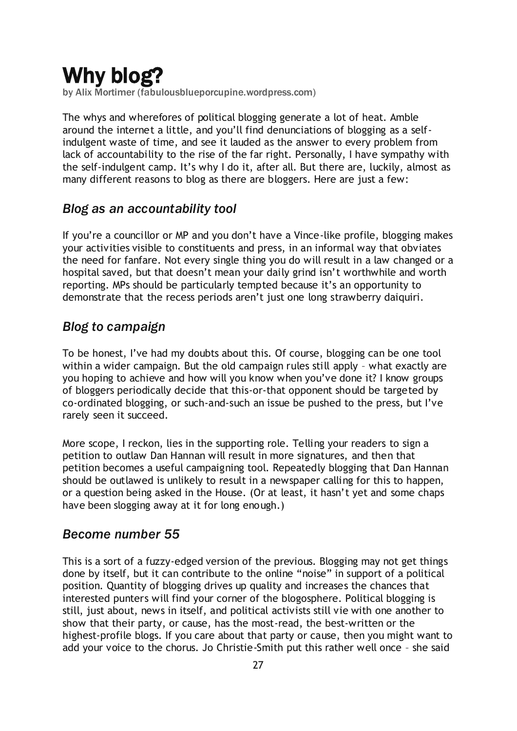# Why blog?

by Alix Mortimer (fabulousblueporcupine.wordpress.com)

The whys and wherefores of political blogging generate a lot of heat. Amble around the internet a little, and you'll find denunciations of blogging as a self-indulgent waste of time, and see it lauded as the answer to every problem from lack of accountability to the rise of the far right. Personally, I have sympathy with the self-indulgent camp. It's why I do it, after all. But there are, luckily, almost as many different reasons to blog as there are bloggers. Here are just a few:

## *Blog as an accountability tool*

If you're a councillor or MP and you don't have a Vince-like profile, blogging makes your activities visible to constituents and press, in an informal way that obviates the need for fanfare. Not every single thing you do will result in a law changed or a hospital saved, but that doesn't mean your daily grind isn't worthwhile and worth reporting. MPs should be particularly tempted because it's an opportunity to demonstrate that the recess periods aren't just one long strawberry daiquiri.

## *Blog to campaign*

To be honest, I've had my doubts about this. Of course, blogging can be one tool within a wider campaign. But the old campaign rules still apply – what exactly are you hoping to achieve and how will you know when you've done it? I know groups of bloggers periodically decide that this-or-that opponent should be targeted by co-ordinated blogging, or such-and-such an issue be pushed to the press, but I've rarely seen it succeed.

More scope, I reckon, lies in the supporting role. Telling your readers to sign a petition to outlaw Dan Hannan will result in more signatures, and then that petition becomes a useful campaigning tool. Repeatedly blogging that Dan Hannan should be outlawed is unlikely to result in a newspaper calling for this to happen, or a question being asked in the House. (Or at least, it hasn't yet and some chaps have been slogging away at it for long enough.)

## *Become number 55*

This is a sort of a fuzzy-edged version of the previous. Blogging may not get things done by itself, but it can contribute to the online "noise" in support of a political position. Quantity of blogging drives up quality and increases the chances that interested punters will find your corner of the blogosphere. Political blogging is still, just about, news in itself, and political activists still vie with one another to show that their party, or cause, has the most-read, the best-written or the highest-profile blogs. If you care about that party or cause, then you might want to add your voice to the chorus. Jo Christie-Smith put this rather well once – she said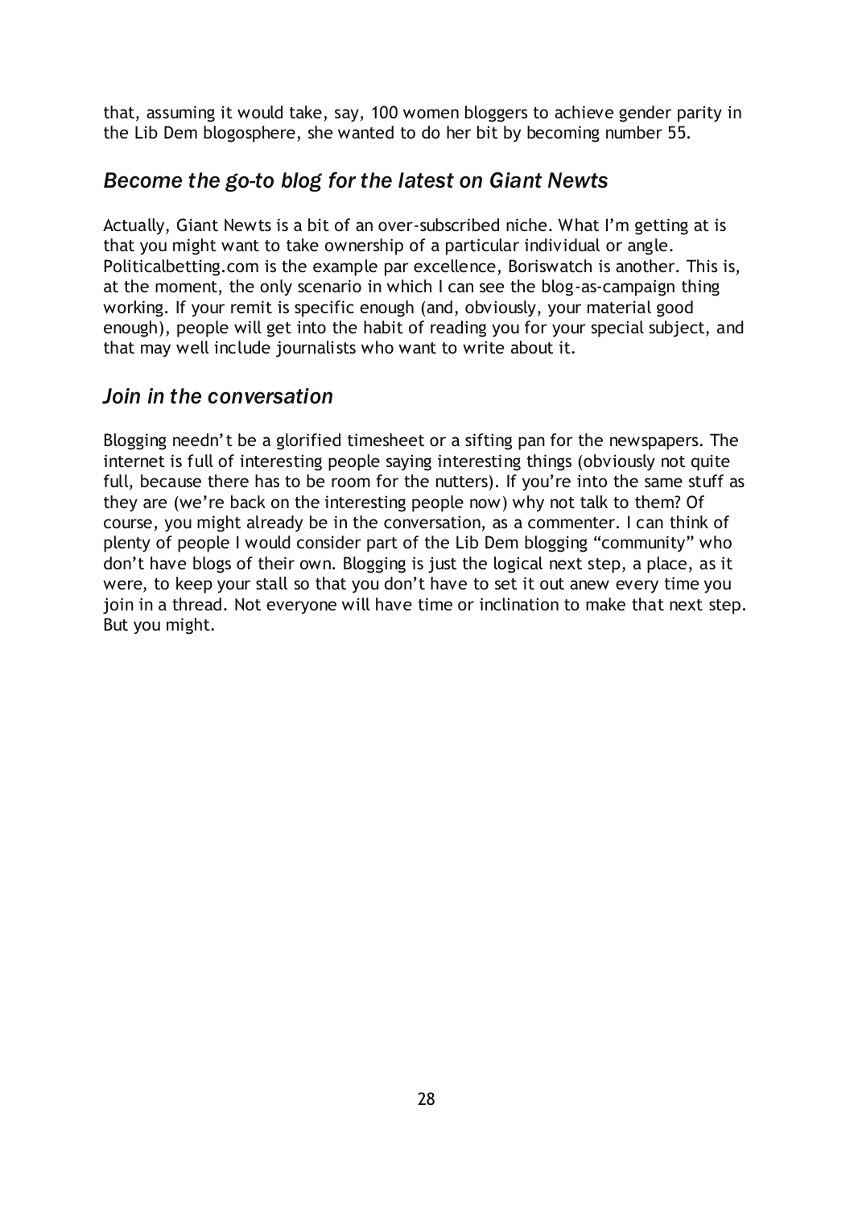that, assuming it would take, say, 100 women bloggers to achieve gender parity in the Lib Dem blogosphere, she wanted to do her bit by becoming number 55.

## *Become the go-to blog for the latest on Giant Newts*

Actually, Giant Newts is a bit of an over-subscribed niche. What I'm getting at is that you might want to take ownership of a particular individual or angle. Politicalbetting.com is the example par excellence, Boriswatch is another. This is, at the moment, the only scenario in which I can see the blog-as-campaign thing working. If your remit is specific enough (and, obviously, your material good enough), people will get into the habit of reading you for your special subject, and that may well include journalists who want to write about it.

## *Join in the conversation*

Blogging needn't be a glorified timesheet or a sifting pan for the newspapers. The internet is full of interesting people saying interesting things (obviously not quite full, because there has to be room for the nutters). If you're into the same stuff as they are (we're back on the interesting people now) why not talk to them? Of course, you might already be in the conversation, as a commenter. I can think of plenty of people I would consider part of the Lib Dem blogging "community" who don't have blogs of their own. Blogging is just the logical next step, a place, as it were, to keep your stall so that you don't have to set it out anew every time you join in a thread. Not everyone will have time or inclination to make that next step. But you might.